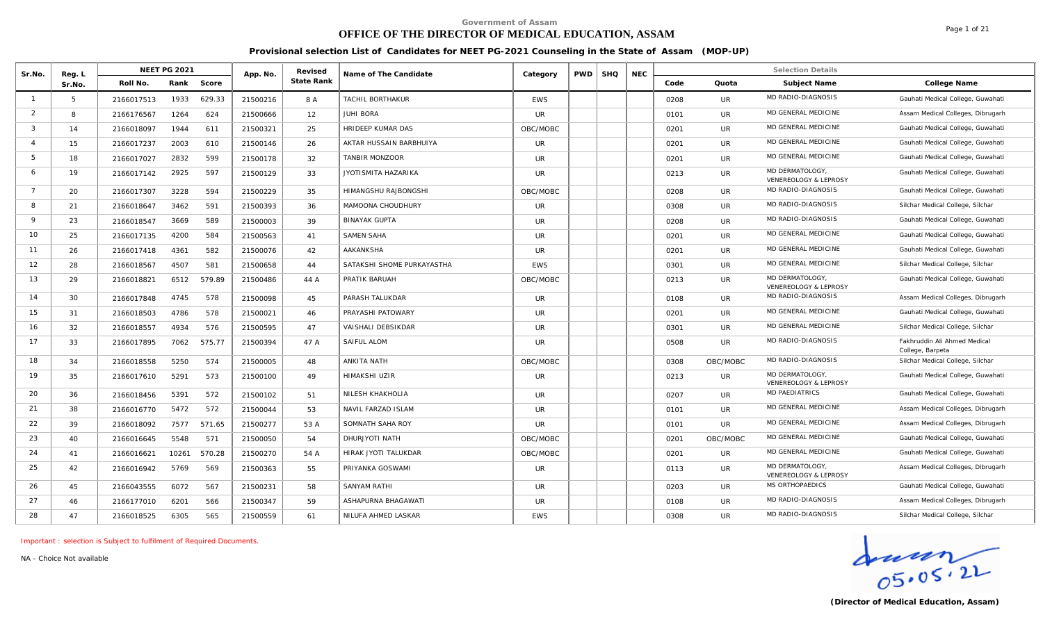Government of Assam

# OFFICE OF THE DIRECTOR OF MEDICAL EDUCATION, ASSAM

## Provisional selection List of Candidates for NEET PG-2021 Counseling in the State of Assam (MOP-UP)

| Sr.No. | Reg. L Sr.No. | NEET PG 2021 | | | App. No. | Revised State Rank | Name of The Candidate | Category | PWD | SHQ | NEC | Selection Details | | | |
|---|---|---|---|---|---|---|---|---|---|---|---|---|---|---|---|
| | | Roll No. | Rank | Score | | | | | | | | Code | Quota | Subject Name | College Name |
| 1 | 5 | 2166017513 | 1933 | 629.33 | 21500216 | 8 A | TACHIL BORTHAKUR | EWS | | | | 0208 | UR | MD RADIO-DIAGNOSIS | Gauhati Medical College, Guwahati |
| 2 | 8 | 2166176567 | 1264 | 624 | 21500666 | 12 | JUHI BORA | UR | | | | 0101 | UR | MD GENERAL MEDICINE | Assam Medical Colleges, Dibrugarh |
| 3 | 14 | 2166018097 | 1944 | 611 | 21500321 | 25 | HRIDEEP KUMAR DAS | OBC/MOBC | | | | 0201 | UR | MD GENERAL MEDICINE | Gauhati Medical College, Guwahati |
| 4 | 15 | 2166017237 | 2003 | 610 | 21500146 | 26 | AKTAR HUSSAIN BARBHUIYA | UR | | | | 0201 | UR | MD GENERAL MEDICINE | Gauhati Medical College, Guwahati |
| 5 | 18 | 2166017027 | 2832 | 599 | 21500178 | 32 | TANBIR MONZOOR | UR | | | | 0201 | UR | MD GENERAL MEDICINE | Gauhati Medical College, Guwahati |
| 6 | 19 | 2166017142 | 2925 | 597 | 21500129 | 33 | JYOTISMITA HAZARIKA | UR | | | | 0213 | UR | MD DERMATOLOGY, VENEREOLOGY & LEPROSY | Gauhati Medical College, Guwahati |
| 7 | 20 | 2166017307 | 3228 | 594 | 21500229 | 35 | HIMANGSHU RAJBONGSHI | OBC/MOBC | | | | 0208 | UR | MD RADIO-DIAGNOSIS | Gauhati Medical College, Guwahati |
| 8 | 21 | 2166018647 | 3462 | 591 | 21500393 | 36 | MAMOONA CHOUDHURY | UR | | | | 0308 | UR | MD RADIO-DIAGNOSIS | Silchar Medical College, Silchar |
| 9 | 23 | 2166018547 | 3669 | 589 | 21500003 | 39 | BINAYAK GUPTA | UR | | | | 0208 | UR | MD RADIO-DIAGNOSIS | Gauhati Medical College, Guwahati |
| 10 | 25 | 2166017135 | 4200 | 584 | 21500563 | 41 | SAMEN SAHA | UR | | | | 0201 | UR | MD GENERAL MEDICINE | Gauhati Medical College, Guwahati |
| 11 | 26 | 2166017418 | 4361 | 582 | 21500076 | 42 | AAKANKSHA | UR | | | | 0201 | UR | MD GENERAL MEDICINE | Gauhati Medical College, Guwahati |
| 12 | 28 | 2166018567 | 4507 | 581 | 21500658 | 44 | SATAKSHI SHOME PURKAYASTHA | EWS | | | | 0301 | UR | MD GENERAL MEDICINE | Silchar Medical College, Silchar |
| 13 | 29 | 2166018821 | 6512 | 579.89 | 21500486 | 44 A | PRATIK BARUAH | OBC/MOBC | | | | 0213 | UR | MD DERMATOLOGY, VENEREOLOGY & LEPROSY | Gauhati Medical College, Guwahati |
| 14 | 30 | 2166017848 | 4745 | 578 | 21500098 | 45 | PARASH TALUKDAR | UR | | | | 0108 | UR | MD RADIO-DIAGNOSIS | Assam Medical Colleges, Dibrugarh |
| 15 | 31 | 2166018503 | 4786 | 578 | 21500021 | 46 | PRAYASHI PATOWARY | UR | | | | 0201 | UR | MD GENERAL MEDICINE | Gauhati Medical College, Guwahati |
| 16 | 32 | 2166018557 | 4934 | 576 | 21500595 | 47 | VAISHALI DEBSIKDAR | UR | | | | 0301 | UR | MD GENERAL MEDICINE | Silchar Medical College, Silchar |
| 17 | 33 | 2166017895 | 7062 | 575.77 | 21500394 | 47 A | SAIFUL ALOM | UR | | | | 0508 | UR | MD RADIO-DIAGNOSIS | Fakhruddin Ali Ahmed Medical College, Barpeta |
| 18 | 34 | 2166018558 | 5250 | 574 | 21500005 | 48 | ANKITA NATH | OBC/MOBC | | | | 0308 | OBC/MOBC | MD RADIO-DIAGNOSIS | Silchar Medical College, Silchar |
| 19 | 35 | 2166017610 | 5291 | 573 | 21500100 | 49 | HIMAKSHI UZIR | UR | | | | 0213 | UR | MD DERMATOLOGY, VENEREOLOGY & LEPROSY | Gauhati Medical College, Guwahati |
| 20 | 36 | 2166018456 | 5391 | 572 | 21500102 | 51 | NILESH KHAKHOLIA | UR | | | | 0207 | UR | MD PAEDIATRICS | Gauhati Medical College, Guwahati |
| 21 | 38 | 2166016770 | 5472 | 572 | 21500044 | 53 | NAVIL FARZAD ISLAM | UR | | | | 0101 | UR | MD GENERAL MEDICINE | Assam Medical Colleges, Dibrugarh |
| 22 | 39 | 2166018092 | 7577 | 571.65 | 21500277 | 53 A | SOMNATH SAHA ROY | UR | | | | 0101 | UR | MD GENERAL MEDICINE | Assam Medical Colleges, Dibrugarh |
| 23 | 40 | 2166016645 | 5548 | 571 | 21500050 | 54 | DHURJYOTI NATH | OBC/MOBC | | | | 0201 | OBC/MOBC | MD GENERAL MEDICINE | Gauhati Medical College, Guwahati |
| 24 | 41 | 2166016621 | 10261 | 570.28 | 21500270 | 54 A | HIRAK JYOTI TALUKDAR | OBC/MOBC | | | | 0201 | UR | MD GENERAL MEDICINE | Gauhati Medical College, Guwahati |
| 25 | 42 | 2166016942 | 5769 | 569 | 21500363 | 55 | PRIYANKA GOSWAMI | UR | | | | 0113 | UR | MD DERMATOLOGY, VENEREOLOGY & LEPROSY | Assam Medical Colleges, Dibrugarh |
| 26 | 45 | 2166043555 | 6072 | 567 | 21500231 | 58 | SANYAM RATHI | UR | | | | 0203 | UR | MS ORTHOPAEDICS | Gauhati Medical College, Guwahati |
| 27 | 46 | 2166177010 | 6201 | 566 | 21500347 | 59 | ASHAPURNA BHAGAWATI | UR | | | | 0108 | UR | MD RADIO-DIAGNOSIS | Assam Medical Colleges, Dibrugarh |
| 28 | 47 | 2166018525 | 6305 | 565 | 21500559 | 61 | NILUFA AHMED LASKAR | EWS | | | | 0308 | UR | MD RADIO-DIAGNOSIS | Silchar Medical College, Silchar |

Important : selection is Subject to fulfilment of Required Documents.

NA - Choice Not available

05.05.22

**(Director of Medical Education, Assam)**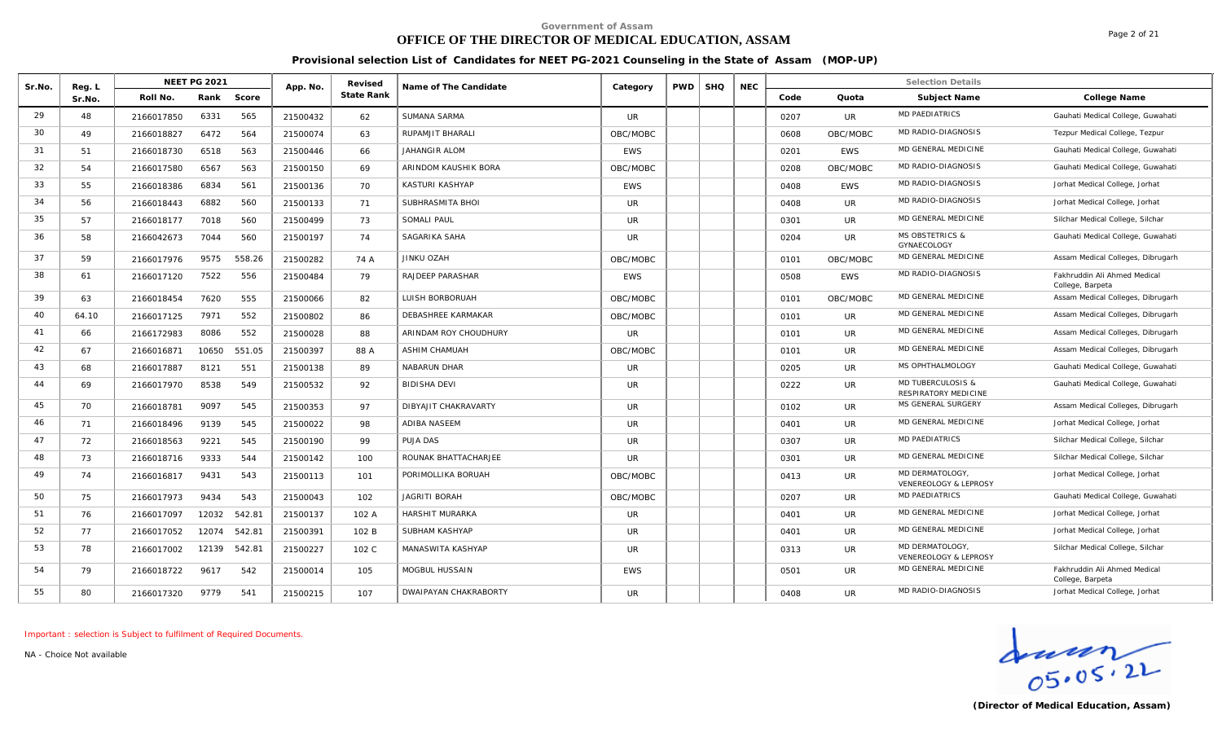Government of Assam

# OFFICE OF THE DIRECTOR OF MEDICAL EDUCATION, ASSAM

## Provisional selection List of Candidates for NEET PG-2021 Counseling in the State of Assam (MOP-UP)

| Sr.No. | Reg. L Sr.No. | NEET PG 2021 | | | App. No. | Revised State Rank | Name of The Candidate | Category | PWD | SHQ | NEC | Selection Details | | | |
|---|---|---|---|---|---|---|---|---|---|---|---|---|---|---|---|
| | | Roll No. | Rank | Score | | | | | | | | Code | Quota | Subject Name | College Name |
| 29 | 48 | 2166017850 | 6331 | 565 | 21500432 | 62 | SUMANA SARMA | UR | | | | 0207 | UR | MD PAEDIATRICS | Gauhati Medical College, Guwahati |
| 30 | 49 | 2166018827 | 6472 | 564 | 21500074 | 63 | RUPAMJIT BHARALI | OBC/MOBC | | | | 0608 | OBC/MOBC | MD RADIO-DIAGNOSIS | Tezpur Medical College, Tezpur |
| 31 | 51 | 2166018730 | 6518 | 563 | 21500446 | 66 | JAHANGIR ALOM | EWS | | | | 0201 | EWS | MD GENERAL MEDICINE | Gauhati Medical College, Guwahati |
| 32 | 54 | 2166017580 | 6567 | 563 | 21500150 | 69 | ARINDOM KAUSHIK BORA | OBC/MOBC | | | | 0208 | OBC/MOBC | MD RADIO-DIAGNOSIS | Gauhati Medical College, Guwahati |
| 33 | 55 | 2166018386 | 6834 | 561 | 21500136 | 70 | KASTURI KASHYAP | EWS | | | | 0408 | EWS | MD RADIO-DIAGNOSIS | Jorhat Medical College, Jorhat |
| 34 | 56 | 2166018443 | 6882 | 560 | 21500133 | 71 | SUBHRASMITA BHOI | UR | | | | 0408 | UR | MD RADIO-DIAGNOSIS | Jorhat Medical College, Jorhat |
| 35 | 57 | 2166018177 | 7018 | 560 | 21500499 | 73 | SOMALI PAUL | UR | | | | 0301 | UR | MD GENERAL MEDICINE | Silchar Medical College, Silchar |
| 36 | 58 | 2166042673 | 7044 | 560 | 21500197 | 74 | SAGARIKA SAHA | UR | | | | 0204 | UR | MS OBSTETRICS & GYNAECOLOGY | Gauhati Medical College, Guwahati |
| 37 | 59 | 2166017976 | 9575 | 558.26 | 21500282 | 74 A | JINKU OZAH | OBC/MOBC | | | | 0101 | OBC/MOBC | MD GENERAL MEDICINE | Assam Medical Colleges, Dibrugarh |
| 38 | 61 | 2166017120 | 7522 | 556 | 21500484 | 79 | RAJDEEP PARASHAR | EWS | | | | 0508 | EWS | MD RADIO-DIAGNOSIS | Fakhruddin Ali Ahmed Medical College, Barpeta |
| 39 | 63 | 2166018454 | 7620 | 555 | 21500066 | 82 | LUISH BORBORUAH | OBC/MOBC | | | | 0101 | OBC/MOBC | MD GENERAL MEDICINE | Assam Medical Colleges, Dibrugarh |
| 40 | 64.10 | 2166017125 | 7971 | 552 | 21500802 | 86 | DEBASHREE KARMAKAR | OBC/MOBC | | | | 0101 | UR | MD GENERAL MEDICINE | Assam Medical Colleges, Dibrugarh |
| 41 | 66 | 2166172983 | 8086 | 552 | 21500028 | 88 | ARINDAM ROY CHOUDHURY | UR | | | | 0101 | UR | MD GENERAL MEDICINE | Assam Medical Colleges, Dibrugarh |
| 42 | 67 | 2166016871 | 10650 | 551.05 | 21500397 | 88 A | ASHIM CHAMUAH | OBC/MOBC | | | | 0101 | UR | MD GENERAL MEDICINE | Assam Medical Colleges, Dibrugarh |
| 43 | 68 | 2166017887 | 8121 | 551 | 21500138 | 89 | NABARUN DHAR | UR | | | | 0205 | UR | MS OPHTHALMOLOGY | Gauhati Medical College, Guwahati |
| 44 | 69 | 2166017970 | 8538 | 549 | 21500532 | 92 | BIDISHA DEVI | UR | | | | 0222 | UR | MD TUBERCULOSIS & RESPIRATORY MEDICINE | Gauhati Medical College, Guwahati |
| 45 | 70 | 2166018781 | 9097 | 545 | 21500353 | 97 | DIBYAJIT CHAKRAVARTY | UR | | | | 0102 | UR | MS GENERAL SURGERY | Assam Medical Colleges, Dibrugarh |
| 46 | 71 | 2166018496 | 9139 | 545 | 21500022 | 98 | ADIBA NASEEM | UR | | | | 0401 | UR | MD GENERAL MEDICINE | Jorhat Medical College, Jorhat |
| 47 | 72 | 2166018563 | 9221 | 545 | 21500190 | 99 | PUJA DAS | UR | | | | 0307 | UR | MD PAEDIATRICS | Silchar Medical College, Silchar |
| 48 | 73 | 2166018716 | 9333 | 544 | 21500142 | 100 | ROUNAK BHATTACHARJEE | UR | | | | 0301 | UR | MD GENERAL MEDICINE | Silchar Medical College, Silchar |
| 49 | 74 | 2166016817 | 9431 | 543 | 21500113 | 101 | PORIMOLLIKA BORUAH | OBC/MOBC | | | | 0413 | UR | MD DERMATOLOGY, VENEREOLOGY & LEPROSY | Jorhat Medical College, Jorhat |
| 50 | 75 | 2166017973 | 9434 | 543 | 21500043 | 102 | JAGRITI BORAH | OBC/MOBC | | | | 0207 | UR | MD PAEDIATRICS | Gauhati Medical College, Guwahati |
| 51 | 76 | 2166017097 | 12032 | 542.81 | 21500137 | 102 A | HARSHIT MURARKA | UR | | | | 0401 | UR | MD GENERAL MEDICINE | Jorhat Medical College, Jorhat |
| 52 | 77 | 2166017052 | 12074 | 542.81 | 21500391 | 102 B | SUBHAM KASHYAP | UR | | | | 0401 | UR | MD GENERAL MEDICINE | Jorhat Medical College, Jorhat |
| 53 | 78 | 2166017002 | 12139 | 542.81 | 21500227 | 102 C | MANASWITA KASHYAP | UR | | | | 0313 | UR | MD DERMATOLOGY, VENEREOLOGY & LEPROSY | Silchar Medical College, Silchar |
| 54 | 79 | 2166018722 | 9617 | 542 | 21500014 | 105 | MOGBUL HUSSAIN | EWS | | | | 0501 | UR | MD GENERAL MEDICINE | Fakhruddin Ali Ahmed Medical College, Barpeta |
| 55 | 80 | 2166017320 | 9779 | 541 | 21500215 | 107 | DWAIPAYAN CHAKRABORTY | UR | | | | 0408 | UR | MD RADIO-DIAGNOSIS | Jorhat Medical College, Jorhat |

Important : selection is Subject to fulfilment of Required Documents.

NA - Choice Not available

05.05.22

**(Director of Medical Education, Assam)**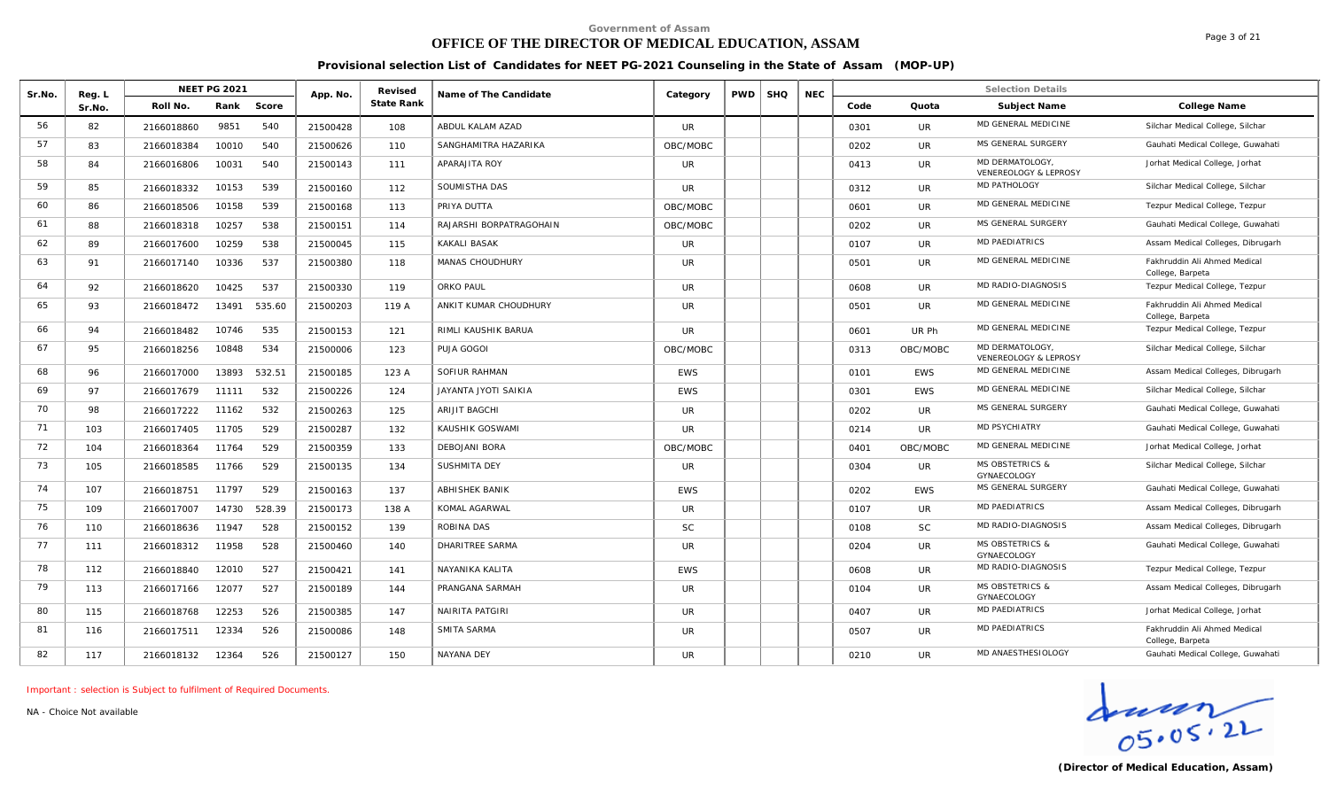Government of Assam

# OFFICE OF THE DIRECTOR OF MEDICAL EDUCATION, ASSAM

## Provisional selection List of Candidates for NEET PG-2021 Counseling in the State of Assam (MOP-UP)

| Sr.No. | Reg. L Sr.No. | NEET PG 2021 | | | App. No. | Revised State Rank | Name of The Candidate | Category | PWD | SHQ | NEC | Selection Details | | | |
|---|---|---|---|---|---|---|---|---|---|---|---|---|---|---|---|
| | | Roll No. | Rank | Score | | | | | | | | Code | Quota | Subject Name | College Name |
| 56 | 82 | 2166018860 | 9851 | 540 | 21500428 | 108 | ABDUL KALAM AZAD | UR | | | | 0301 | UR | MD GENERAL MEDICINE | Silchar Medical College, Silchar |
| 57 | 83 | 2166018384 | 10010 | 540 | 21500626 | 110 | SANGHAMITRA HAZARIKA | OBC/MOBC | | | | 0202 | UR | MS GENERAL SURGERY | Gauhati Medical College, Guwahati |
| 58 | 84 | 2166016806 | 10031 | 540 | 21500143 | 111 | APARAJITA ROY | UR | | | | 0413 | UR | MD DERMATOLOGY, VENEREOLOGY & LEPROSY | Jorhat Medical College, Jorhat |
| 59 | 85 | 2166018332 | 10153 | 539 | 21500160 | 112 | SOUMISTHA DAS | UR | | | | 0312 | UR | MD PATHOLOGY | Silchar Medical College, Silchar |
| 60 | 86 | 2166018506 | 10158 | 539 | 21500168 | 113 | PRIYA DUTTA | OBC/MOBC | | | | 0601 | UR | MD GENERAL MEDICINE | Tezpur Medical College, Tezpur |
| 61 | 88 | 2166018318 | 10257 | 538 | 21500151 | 114 | RAJARSHI BORPATRAGOHAIN | OBC/MOBC | | | | 0202 | UR | MS GENERAL SURGERY | Gauhati Medical College, Guwahati |
| 62 | 89 | 2166017600 | 10259 | 538 | 21500045 | 115 | KAKALI BASAK | UR | | | | 0107 | UR | MD PAEDIATRICS | Assam Medical Colleges, Dibrugarh |
| 63 | 91 | 2166017140 | 10336 | 537 | 21500380 | 118 | MANAS CHOUDHURY | UR | | | | 0501 | UR | MD GENERAL MEDICINE | Fakhruddin Ali Ahmed Medical College, Barpeta |
| 64 | 92 | 2166018620 | 10425 | 537 | 21500330 | 119 | ORKO PAUL | UR | | | | 0608 | UR | MD RADIO-DIAGNOSIS | Tezpur Medical College, Tezpur |
| 65 | 93 | 2166018472 | 13491 | 535.60 | 21500203 | 119 A | ANKIT KUMAR CHOUDHURY | UR | | | | 0501 | UR | MD GENERAL MEDICINE | Fakhruddin Ali Ahmed Medical College, Barpeta |
| 66 | 94 | 2166018482 | 10746 | 535 | 21500153 | 121 | RIMLI KAUSHIK BARUA | UR | | | | 0601 | UR Ph | MD GENERAL MEDICINE | Tezpur Medical College, Tezpur |
| 67 | 95 | 2166018256 | 10848 | 534 | 21500006 | 123 | PUJA GOGOI | OBC/MOBC | | | | 0313 | OBC/MOBC | MD DERMATOLOGY, VENEREOLOGY & LEPROSY | Silchar Medical College, Silchar |
| 68 | 96 | 2166017000 | 13893 | 532.51 | 21500185 | 123 A | SOFIUR RAHMAN | EWS | | | | 0101 | EWS | MD GENERAL MEDICINE | Assam Medical Colleges, Dibrugarh |
| 69 | 97 | 2166017679 | 11111 | 532 | 21500226 | 124 | JAYANTA JYOTI SAIKIA | EWS | | | | 0301 | EWS | MD GENERAL MEDICINE | Silchar Medical College, Silchar |
| 70 | 98 | 2166017222 | 11162 | 532 | 21500263 | 125 | ARIJIT BAGCHI | UR | | | | 0202 | UR | MS GENERAL SURGERY | Gauhati Medical College, Guwahati |
| 71 | 103 | 2166017405 | 11705 | 529 | 21500287 | 132 | KAUSHIK GOSWAMI | UR | | | | 0214 | UR | MD PSYCHIATRY | Gauhati Medical College, Guwahati |
| 72 | 104 | 2166018364 | 11764 | 529 | 21500359 | 133 | DEBOJANI BORA | OBC/MOBC | | | | 0401 | OBC/MOBC | MD GENERAL MEDICINE | Jorhat Medical College, Jorhat |
| 73 | 105 | 2166018585 | 11766 | 529 | 21500135 | 134 | SUSHMITA DEY | UR | | | | 0304 | UR | MS OBSTETRICS & GYNAECOLOGY | Silchar Medical College, Silchar |
| 74 | 107 | 2166018751 | 11797 | 529 | 21500163 | 137 | ABHISHEK BANIK | EWS | | | | 0202 | EWS | MS GENERAL SURGERY | Gauhati Medical College, Guwahati |
| 75 | 109 | 2166017007 | 14730 | 528.39 | 21500173 | 138 A | KOMAL AGARWAL | UR | | | | 0107 | UR | MD PAEDIATRICS | Assam Medical Colleges, Dibrugarh |
| 76 | 110 | 2166018636 | 11947 | 528 | 21500152 | 139 | ROBINA DAS | SC | | | | 0108 | SC | MD RADIO-DIAGNOSIS | Assam Medical Colleges, Dibrugarh |
| 77 | 111 | 2166018312 | 11958 | 528 | 21500460 | 140 | DHARITREE SARMA | UR | | | | 0204 | UR | MS OBSTETRICS & GYNAECOLOGY | Gauhati Medical College, Guwahati |
| 78 | 112 | 2166018840 | 12010 | 527 | 21500421 | 141 | NAYANIKA KALITA | EWS | | | | 0608 | UR | MD RADIO-DIAGNOSIS | Tezpur Medical College, Tezpur |
| 79 | 113 | 2166017166 | 12077 | 527 | 21500189 | 144 | PRANGANA SARMAH | UR | | | | 0104 | UR | MS OBSTETRICS & GYNAECOLOGY | Assam Medical Colleges, Dibrugarh |
| 80 | 115 | 2166018768 | 12253 | 526 | 21500385 | 147 | NAIRITA PATGIRI | UR | | | | 0407 | UR | MD PAEDIATRICS | Jorhat Medical College, Jorhat |
| 81 | 116 | 2166017511 | 12334 | 526 | 21500086 | 148 | SMITA SARMA | UR | | | | 0507 | UR | MD PAEDIATRICS | Fakhruddin Ali Ahmed Medical College, Barpeta |
| 82 | 117 | 2166018132 | 12364 | 526 | 21500127 | 150 | NAYANA DEY | UR | | | | 0210 | UR | MD ANAESTHESIOLOGY | Gauhati Medical College, Guwahati |

Important : selection is Subject to fulfilment of Required Documents.

NA - Choice Not available

05.05.22

**(Director of Medical Education, Assam)**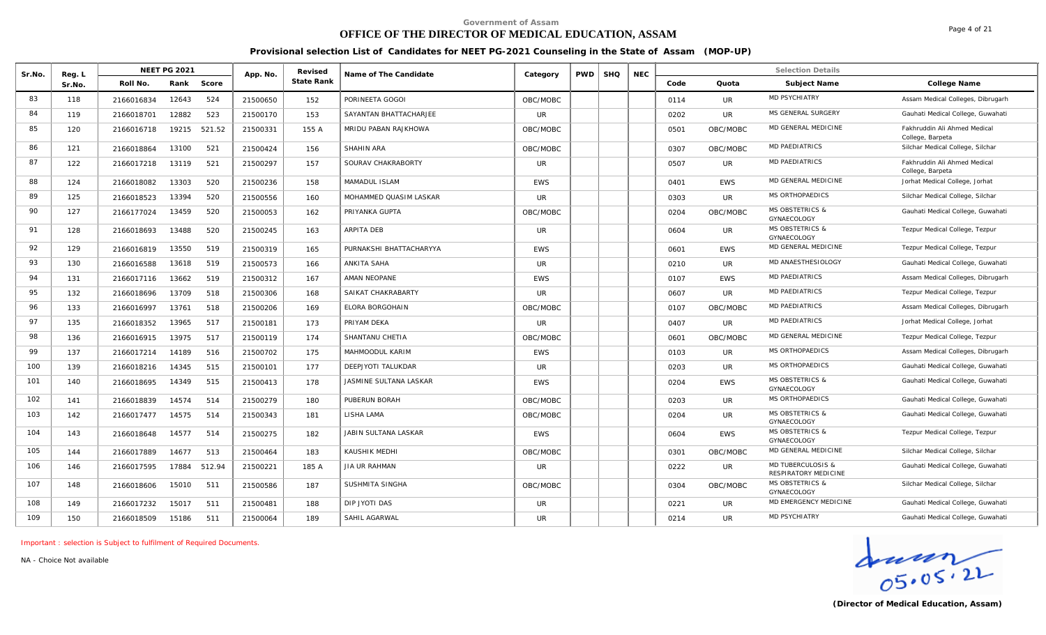Government of Assam

# OFFICE OF THE DIRECTOR OF MEDICAL EDUCATION, ASSAM

## Provisional selection List of Candidates for NEET PG-2021 Counseling in the State of Assam (MOP-UP)

| Sr.No. | Reg. L Sr.No. | NEET PG 2021 | | | App. No. | Revised State Rank | Name of The Candidate | Category | PWD | SHQ | NEC | Selection Details | | | |
|---|---|---|---|---|---|---|---|---|---|---|---|---|---|---|---|
| | | Roll No. | Rank | Score | | | | | | | | Code | Quota | Subject Name | College Name |
| 83 | 118 | 2166016834 | 12643 | 524 | 21500650 | 152 | PORINEETA GOGOI | OBC/MOBC | | | | 0114 | UR | MD PSYCHIATRY | Assam Medical Colleges, Dibrugarh |
| 84 | 119 | 2166018701 | 12882 | 523 | 21500170 | 153 | SAYANTAN BHATTACHARJEE | UR | | | | 0202 | UR | MS GENERAL SURGERY | Gauhati Medical College, Guwahati |
| 85 | 120 | 2166016718 | 19215 | 521.52 | 21500331 | 155 A | MRIDU PABAN RAJKHOWA | OBC/MOBC | | | | 0501 | OBC/MOBC | MD GENERAL MEDICINE | Fakhruddin Ali Ahmed Medical College, Barpeta |
| 86 | 121 | 2166018864 | 13100 | 521 | 21500424 | 156 | SHAHIN ARA | OBC/MOBC | | | | 0307 | OBC/MOBC | MD PAEDIATRICS | Silchar Medical College, Silchar |
| 87 | 122 | 2166017218 | 13119 | 521 | 21500297 | 157 | SOURAV CHAKRABORTY | UR | | | | 0507 | UR | MD PAEDIATRICS | Fakhruddin Ali Ahmed Medical College, Barpeta |
| 88 | 124 | 2166018082 | 13303 | 520 | 21500236 | 158 | MAMADUL ISLAM | EWS | | | | 0401 | EWS | MD GENERAL MEDICINE | Jorhat Medical College, Jorhat |
| 89 | 125 | 2166018523 | 13394 | 520 | 21500556 | 160 | MOHAMMED QUASIM LASKAR | UR | | | | 0303 | UR | MS ORTHOPAEDICS | Silchar Medical College, Silchar |
| 90 | 127 | 2166177024 | 13459 | 520 | 21500053 | 162 | PRIYANKA GUPTA | OBC/MOBC | | | | 0204 | OBC/MOBC | MS OBSTETRICS & GYNAECOLOGY | Gauhati Medical College, Guwahati |
| 91 | 128 | 2166018693 | 13488 | 520 | 21500245 | 163 | ARPITA DEB | UR | | | | 0604 | UR | MS OBSTETRICS & GYNAECOLOGY | Tezpur Medical College, Tezpur |
| 92 | 129 | 2166016819 | 13550 | 519 | 21500319 | 165 | PURNAKSHI BHATTACHARYYA | EWS | | | | 0601 | EWS | MD GENERAL MEDICINE | Tezpur Medical College, Tezpur |
| 93 | 130 | 2166016588 | 13618 | 519 | 21500573 | 166 | ANKITA SAHA | UR | | | | 0210 | UR | MD ANAESTHESIOLOGY | Gauhati Medical College, Guwahati |
| 94 | 131 | 2166017116 | 13662 | 519 | 21500312 | 167 | AMAN NEOPANE | EWS | | | | 0107 | EWS | MD PAEDIATRICS | Assam Medical Colleges, Dibrugarh |
| 95 | 132 | 2166018696 | 13709 | 518 | 21500306 | 168 | SAIKAT CHAKRABARTY | UR | | | | 0607 | UR | MD PAEDIATRICS | Tezpur Medical College, Tezpur |
| 96 | 133 | 2166016997 | 13761 | 518 | 21500206 | 169 | ELORA BORGOHAIN | OBC/MOBC | | | | 0107 | OBC/MOBC | MD PAEDIATRICS | Assam Medical Colleges, Dibrugarh |
| 97 | 135 | 2166018352 | 13965 | 517 | 21500181 | 173 | PRIYAM DEKA | UR | | | | 0407 | UR | MD PAEDIATRICS | Jorhat Medical College, Jorhat |
| 98 | 136 | 2166016915 | 13975 | 517 | 21500119 | 174 | SHANTANU CHETIA | OBC/MOBC | | | | 0601 | OBC/MOBC | MD GENERAL MEDICINE | Tezpur Medical College, Tezpur |
| 99 | 137 | 2166017214 | 14189 | 516 | 21500702 | 175 | MAHMOODUL KARIM | EWS | | | | 0103 | UR | MS ORTHOPAEDICS | Assam Medical Colleges, Dibrugarh |
| 100 | 139 | 2166018216 | 14345 | 515 | 21500101 | 177 | DEEPJYOTI TALUKDAR | UR | | | | 0203 | UR | MS ORTHOPAEDICS | Gauhati Medical College, Guwahati |
| 101 | 140 | 2166018695 | 14349 | 515 | 21500413 | 178 | JASMINE SULTANA LASKAR | EWS | | | | 0204 | EWS | MS OBSTETRICS & GYNAECOLOGY | Gauhati Medical College, Guwahati |
| 102 | 141 | 2166018839 | 14574 | 514 | 21500279 | 180 | PUBERUN BORAH | OBC/MOBC | | | | 0203 | UR | MS ORTHOPAEDICS | Gauhati Medical College, Guwahati |
| 103 | 142 | 2166017477 | 14575 | 514 | 21500343 | 181 | LISHA LAMA | OBC/MOBC | | | | 0204 | UR | MS OBSTETRICS & GYNAECOLOGY | Gauhati Medical College, Guwahati |
| 104 | 143 | 2166018648 | 14577 | 514 | 21500275 | 182 | JABIN SULTANA LASKAR | EWS | | | | 0604 | EWS | MS OBSTETRICS & GYNAECOLOGY | Tezpur Medical College, Tezpur |
| 105 | 144 | 2166017889 | 14677 | 513 | 21500464 | 183 | KAUSHIK MEDHI | OBC/MOBC | | | | 0301 | OBC/MOBC | MD GENERAL MEDICINE | Silchar Medical College, Silchar |
| 106 | 146 | 2166017595 | 17884 | 512.94 | 21500221 | 185 A | JIA UR RAHMAN | UR | | | | 0222 | UR | MD TUBERCULOSIS & RESPIRATORY MEDICINE | Gauhati Medical College, Guwahati |
| 107 | 148 | 2166018606 | 15010 | 511 | 21500586 | 187 | SUSHMITA SINGHA | OBC/MOBC | | | | 0304 | OBC/MOBC | MS OBSTETRICS & GYNAECOLOGY | Silchar Medical College, Silchar |
| 108 | 149 | 2166017232 | 15017 | 511 | 21500481 | 188 | DIP JYOTI DAS | UR | | | | 0221 | UR | MD EMERGENCY MEDICINE | Gauhati Medical College, Guwahati |
| 109 | 150 | 2166018509 | 15186 | 511 | 21500064 | 189 | SAHIL AGARWAL | UR | | | | 0214 | UR | MD PSYCHIATRY | Gauhati Medical College, Guwahati |

Important : selection is Subject to fulfilment of Required Documents.

NA - Choice Not available

05.05.22

**(Director of Medical Education, Assam)**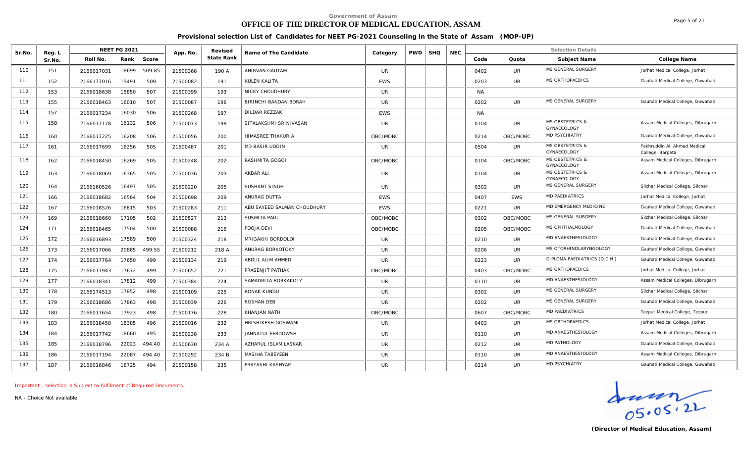Government of Assam

# OFFICE OF THE DIRECTOR OF MEDICAL EDUCATION, ASSAM

## Provisional selection List of Candidates for NEET PG-2021 Counseling in the State of Assam (MOP-UP)

| Sr.No. | Reg. L Sr.No. | NEET PG 2021 Roll No. | Rank | Score | App. No. | Revised State Rank | Name of The Candidate | Category | PWD | SHQ | NEC | Code | Quota | Subject Name | College Name |
|---|---|---|---|---|---|---|---|---|---|---|---|---|---|---|---|
| 110 | 151 | 2166017031 | 18699 | 509.85 | 21500368 | 190 A | ANIRVAN GAUTAM | UR | | | | 0402 | UR | MS GENERAL SURGERY | Jorhat Medical College, Jorhat |
| 111 | 152 | 2166177016 | 15491 | 509 | 21500082 | 191 | KULEN KALITA | EWS | | | | 0203 | UR | MS ORTHOPAEDICS | Gauhati Medical College, Guwahati |
| 112 | 153 | 2166018638 | 15850 | 507 | 21500399 | 193 | NICKY CHOUDHURY | UR | | | | NA | | | |
| 113 | 155 | 2166018463 | 16010 | 507 | 21500087 | 196 | BIRINCHI BANDAN BORAH | UR | | | | 0202 | UR | MS GENERAL SURGERY | Gauhati Medical College, Guwahati |
| 114 | 157 | 2166017234 | 16030 | 506 | 21500268 | 197 | DILDAR REZZAK | EWS | | | | NA | | | |
| 115 | 158 | 2166017178 | 16132 | 506 | 21500073 | 198 | SITALAKSHMI SRINIVASAN | UR | | | | 0104 | UR | MS OBSTETRICS & GYNAECOLOGY | Assam Medical Colleges, Dibrugarh |
| 116 | 160 | 2166017225 | 16208 | 506 | 21500056 | 200 | HIMASREE THAKURIA | OBC/MOBC | | | | 0214 | OBC/MOBC | MD PSYCHIATRY | Gauhati Medical College, Guwahati |
| 117 | 161 | 2166017699 | 16256 | 505 | 21500487 | 201 | MD BASIR UDDIN | UR | | | | 0504 | UR | MS OBSTETRICS & GYNAECOLOGY | Fakhruddin Ali Ahmed Medical College, Barpeta |
| 118 | 162 | 2166018450 | 16269 | 505 | 21500248 | 202 | RASHMITA GOGOI | OBC/MOBC | | | | 0104 | OBC/MOBC | MS OBSTETRICS & GYNAECOLOGY | Assam Medical Colleges, Dibrugarh |
| 119 | 163 | 2166018069 | 16365 | 505 | 21500036 | 203 | AKBAR ALI | UR | | | | 0104 | UR | MS OBSTETRICS & GYNAECOLOGY | Assam Medical Colleges, Dibrugarh |
| 120 | 164 | 2166160526 | 16497 | 505 | 21500220 | 205 | SUSHANT SINGH | UR | | | | 0302 | UR | MS GENERAL SURGERY | Silchar Medical College, Silchar |
| 121 | 166 | 2166018682 | 16564 | 504 | 21500698 | 209 | ANURAG DUTTA | EWS | | | | 0407 | EWS | MD PAEDIATRICS | Jorhat Medical College, Jorhat |
| 122 | 167 | 2166018526 | 16815 | 503 | 21500283 | 211 | ABU SAYEED SALMAN CHOUDHURY | EWS | | | | 0221 | UR | MD EMERGENCY MEDICINE | Gauhati Medical College, Guwahati |
| 123 | 169 | 2166018660 | 17105 | 502 | 21500527 | 213 | SUSMITA PAUL | OBC/MOBC | | | | 0302 | OBC/MOBC | MS GENERAL SURGERY | Silchar Medical College, Silchar |
| 124 | 171 | 2166018465 | 17504 | 500 | 21500088 | 216 | POOJA DEVI | OBC/MOBC | | | | 0205 | OBC/MOBC | MS OPHTHALMOLOGY | Gauhati Medical College, Guwahati |
| 125 | 172 | 2166016893 | 17589 | 500 | 21500324 | 218 | MRIGAKHI BORDOLOI | UR | | | | 0210 | UR | MD ANAESTHESIOLOGY | Gauhati Medical College, Guwahati |
| 126 | 173 | 2166017066 | 20885 | 499.55 | 21500212 | 218 A | ANURAG BORKOTOKY | UR | | | | 0206 | UR | MS OTORHINOLARYNGOLOGY | Gauhati Medical College, Guwahati |
| 127 | 174 | 2166017764 | 17650 | 499 | 21500134 | 219 | ABDUL ALIM AHMED | UR | | | | 0223 | UR | DIPLOMA PAEDIATRICS (D.C.H.) | Gauhati Medical College, Guwahati |
| 128 | 175 | 2166017943 | 17672 | 499 | 21500652 | 221 | PRASENJIT PATHAK | OBC/MOBC | | | | 0403 | OBC/MOBC | MS ORTHOPAEDICS | Jorhat Medical College, Jorhat |
| 129 | 177 | 2166018341 | 17812 | 499 | 21500384 | 224 | SAMADRITA BORKAKOTY | UR | | | | 0110 | UR | MD ANAESTHESIOLOGY | Assam Medical Colleges, Dibrugarh |
| 130 | 178 | 2166174513 | 17852 | 498 | 21500109 | 225 | RONAK KUNDU | UR | | | | 0302 | UR | MS GENERAL SURGERY | Silchar Medical College, Silchar |
| 131 | 179 | 2166018686 | 17863 | 498 | 21500039 | 226 | ROSHAN DEB | UR | | | | 0202 | UR | MS GENERAL SURGERY | Gauhati Medical College, Guwahati |
| 132 | 180 | 2166017654 | 17923 | 498 | 21500176 | 228 | KHANJAN NATH | OBC/MOBC | | | | 0607 | OBC/MOBC | MD PAEDIATRICS | Tezpur Medical College, Tezpur |
| 133 | 183 | 2166018458 | 18385 | 496 | 21500016 | 232 | HRISHIKESH GOSWAMI | UR | | | | 0403 | UR | MS ORTHOPAEDICS | Jorhat Medical College, Jorhat |
| 134 | 184 | 2166017742 | 18660 | 495 | 21500238 | 233 | JANNATUL FERDOWSH | UR | | | | 0110 | UR | MD ANAESTHESIOLOGY | Assam Medical Colleges, Dibrugarh |
| 135 | 185 | 2166018796 | 22023 | 494.40 | 21500630 | 234 A | AZHARUL ISLAM LASKAR | UR | | | | 0212 | UR | MD PATHOLOGY | Gauhati Medical College, Guwahati |
| 136 | 186 | 2166017194 | 22087 | 494.40 | 21500292 | 234 B | MASIHA TABEYEEN | UR | | | | 0110 | UR | MD ANAESTHESIOLOGY | Assam Medical Colleges, Dibrugarh |
| 137 | 187 | 2166016846 | 18725 | 494 | 21500158 | 235 | PRAYASHI KASHYAP | UR | | | | 0214 | UR | MD PSYCHIATRY | Gauhati Medical College, Guwahati |

Important : selection is Subject to fulfilment of Required Documents.

NA - Choice Not available

05.05.22

(Director of Medical Education, Assam)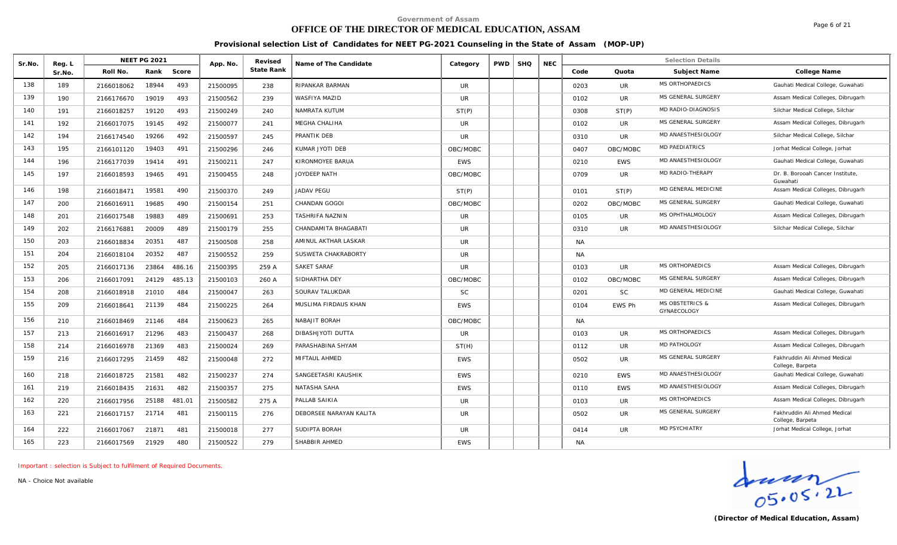Government of Assam

# OFFICE OF THE DIRECTOR OF MEDICAL EDUCATION, ASSAM

## Provisional selection List of Candidates for NEET PG-2021 Counseling in the State of Assam (MOP-UP)

| Sr.No. | Reg. L Sr.No. | NEET PG 2021 | | | App. No. | Revised State Rank | Name of The Candidate | Category | PWD | SHQ | NEC | Selection Details | | | |
|---|---|---|---|---|---|---|---|---|---|---|---|---|---|---|---|
| | | Roll No. | Rank | Score | | | | | | | | Code | Quota | Subject Name | College Name |
| 138 | 189 | 2166018062 | 18944 | 493 | 21500095 | 238 | RIPANKAR BARMAN | UR | | | | 0203 | UR | MS ORTHOPAEDICS | Gauhati Medical College, Guwahati |
| 139 | 190 | 2166176670 | 19019 | 493 | 21500562 | 239 | WASFIYA MAZID | UR | | | | 0102 | UR | MS GENERAL SURGERY | Assam Medical Colleges, Dibrugarh |
| 140 | 191 | 2166018257 | 19120 | 493 | 21500249 | 240 | NAMRATA KUTUM | ST(P) | | | | 0308 | ST(P) | MD RADIO-DIAGNOSIS | Silchar Medical College, Silchar |
| 141 | 192 | 2166017075 | 19145 | 492 | 21500077 | 241 | MEGHA CHALIHA | UR | | | | 0102 | UR | MS GENERAL SURGERY | Assam Medical Colleges, Dibrugarh |
| 142 | 194 | 2166174540 | 19266 | 492 | 21500597 | 245 | PRANTIK DEB | UR | | | | 0310 | UR | MD ANAESTHESIOLOGY | Silchar Medical College, Silchar |
| 143 | 195 | 2166101120 | 19403 | 491 | 21500296 | 246 | KUMAR JYOTI DEB | OBC/MOBC | | | | 0407 | OBC/MOBC | MD PAEDIATRICS | Jorhat Medical College, Jorhat |
| 144 | 196 | 2166177039 | 19414 | 491 | 21500211 | 247 | KIRONMOYEE BARUA | EWS | | | | 0210 | EWS | MD ANAESTHESIOLOGY | Gauhati Medical College, Guwahati |
| 145 | 197 | 2166018593 | 19465 | 491 | 21500455 | 248 | JOYDEEP NATH | OBC/MOBC | | | | 0709 | UR | MD RADIO-THERAPY | Dr. B. Borooah Cancer Institute, Guwahati |
| 146 | 198 | 2166018471 | 19581 | 490 | 21500370 | 249 | JADAV PEGU | ST(P) | | | | 0101 | ST(P) | MD GENERAL MEDICINE | Assam Medical Colleges, Dibrugarh |
| 147 | 200 | 2166016911 | 19685 | 490 | 21500154 | 251 | CHANDAN GOGOI | OBC/MOBC | | | | 0202 | OBC/MOBC | MS GENERAL SURGERY | Gauhati Medical College, Guwahati |
| 148 | 201 | 2166017548 | 19883 | 489 | 21500691 | 253 | TASHRIFA NAZNIN | UR | | | | 0105 | UR | MS OPHTHALMOLOGY | Assam Medical Colleges, Dibrugarh |
| 149 | 202 | 2166176881 | 20009 | 489 | 21500179 | 255 | CHANDAMITA BHAGABATI | UR | | | | 0310 | UR | MD ANAESTHESIOLOGY | Silchar Medical College, Silchar |
| 150 | 203 | 2166018834 | 20351 | 487 | 21500508 | 258 | AMINUL AKTHAR LASKAR | UR | | | | NA | | | |
| 151 | 204 | 2166018104 | 20352 | 487 | 21500552 | 259 | SUSWETA CHAKRABORTY | UR | | | | NA | | | |
| 152 | 205 | 2166017136 | 23864 | 486.16 | 21500395 | 259 A | SAKET SARAF | UR | | | | 0103 | UR | MS ORTHOPAEDICS | Assam Medical Colleges, Dibrugarh |
| 153 | 206 | 2166017091 | 24129 | 485.13 | 21500103 | 260 A | SIDHARTHA DEY | OBC/MOBC | | | | 0102 | OBC/MOBC | MS GENERAL SURGERY | Assam Medical Colleges, Dibrugarh |
| 154 | 208 | 2166018918 | 21010 | 484 | 21500047 | 263 | SOURAV TALUKDAR | SC | | | | 0201 | SC | MD GENERAL MEDICINE | Gauhati Medical College, Guwahati |
| 155 | 209 | 2166018641 | 21139 | 484 | 21500225 | 264 | MUSLIMA FIRDAUS KHAN | EWS | | | | 0104 | EWS Ph | MS OBSTETRICS & GYNAECOLOGY | Assam Medical Colleges, Dibrugarh |
| 156 | 210 | 2166018469 | 21146 | 484 | 21500623 | 265 | NABAJIT BORAH | OBC/MOBC | | | | NA | | | |
| 157 | 213 | 2166016917 | 21296 | 483 | 21500437 | 268 | DIBASHJYOTI DUTTA | UR | | | | 0103 | UR | MS ORTHOPAEDICS | Assam Medical Colleges, Dibrugarh |
| 158 | 214 | 2166016978 | 21369 | 483 | 21500024 | 269 | PARASHABINA SHYAM | ST(H) | | | | 0112 | UR | MD PATHOLOGY | Assam Medical Colleges, Dibrugarh |
| 159 | 216 | 2166017295 | 21459 | 482 | 21500048 | 272 | MIFTAUL AHMED | EWS | | | | 0502 | UR | MS GENERAL SURGERY | Fakhruddin Ali Ahmed Medical College, Barpeta |
| 160 | 218 | 2166018725 | 21581 | 482 | 21500237 | 274 | SANGEETASRI KAUSHIK | EWS | | | | 0210 | EWS | MD ANAESTHESIOLOGY | Gauhati Medical College, Guwahati |
| 161 | 219 | 2166018435 | 21631 | 482 | 21500357 | 275 | NATASHA SAHA | EWS | | | | 0110 | EWS | MD ANAESTHESIOLOGY | Assam Medical Colleges, Dibrugarh |
| 162 | 220 | 2166017956 | 25188 | 481.01 | 21500582 | 275 A | PALLAB SAIKIA | UR | | | | 0103 | UR | MS ORTHOPAEDICS | Assam Medical Colleges, Dibrugarh |
| 163 | 221 | 2166017157 | 21714 | 481 | 21500115 | 276 | DEBORSEE NARAYAN KALITA | UR | | | | 0502 | UR | MS GENERAL SURGERY | Fakhruddin Ali Ahmed Medical College, Barpeta |
| 164 | 222 | 2166017067 | 21871 | 481 | 21500018 | 277 | SUDIPTA BORAH | UR | | | | 0414 | UR | MD PSYCHIATRY | Jorhat Medical College, Jorhat |
| 165 | 223 | 2166017569 | 21929 | 480 | 21500522 | 279 | SHABBIR AHMED | EWS | | | | NA | | | |

Important : selection is Subject to fulfilment of Required Documents.

NA - Choice Not available

05.05.22

**(Director of Medical Education, Assam)**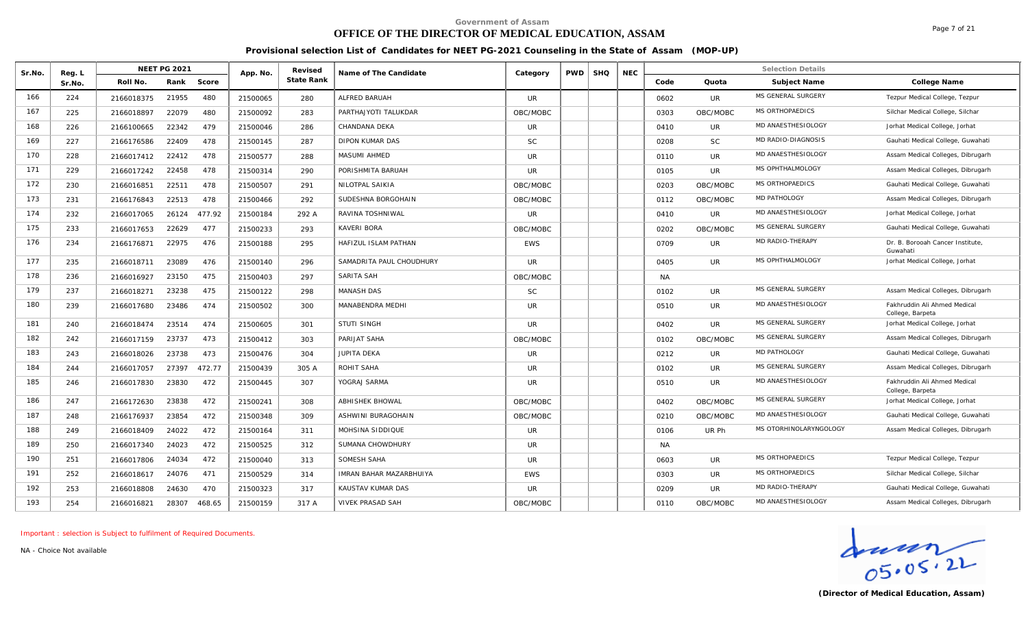Government of Assam

# OFFICE OF THE DIRECTOR OF MEDICAL EDUCATION, ASSAM

## Provisional selection List of Candidates for NEET PG-2021 Counseling in the State of Assam (MOP-UP)

| Sr.No. | Reg. L Sr.No. | NEET PG 2021 Roll No. | Rank | Score | App. No. | Revised State Rank | Name of The Candidate | Category | PWD | SHQ | NEC | Code | Quota | Subject Name | College Name |
|---|---|---|---|---|---|---|---|---|---|---|---|---|---|---|---|
| 166 | 224 | 2166018375 | 21955 | 480 | 21500065 | 280 | ALFRED BARUAH | UR | | | | 0602 | UR | MS GENERAL SURGERY | Tezpur Medical College, Tezpur |
| 167 | 225 | 2166018897 | 22079 | 480 | 21500092 | 283 | PARTHAJYOTI TALUKDAR | OBC/MOBC | | | | 0303 | OBC/MOBC | MS ORTHOPAEDICS | Silchar Medical College, Silchar |
| 168 | 226 | 2166100665 | 22342 | 479 | 21500046 | 286 | CHANDANA DEKA | UR | | | | 0410 | UR | MD ANAESTHESIOLOGY | Jorhat Medical College, Jorhat |
| 169 | 227 | 2166176586 | 22409 | 478 | 21500145 | 287 | DIPON KUMAR DAS | SC | | | | 0208 | SC | MD RADIO-DIAGNOSIS | Gauhati Medical College, Guwahati |
| 170 | 228 | 2166017412 | 22412 | 478 | 21500577 | 288 | MASUMI AHMED | UR | | | | 0110 | UR | MD ANAESTHESIOLOGY | Assam Medical Colleges, Dibrugarh |
| 171 | 229 | 2166017242 | 22458 | 478 | 21500314 | 290 | PORISHMITA BARUAH | UR | | | | 0105 | UR | MS OPHTHALMOLOGY | Assam Medical Colleges, Dibrugarh |
| 172 | 230 | 2166016851 | 22511 | 478 | 21500507 | 291 | NILOTPAL SAIKIA | OBC/MOBC | | | | 0203 | OBC/MOBC | MS ORTHOPAEDICS | Gauhati Medical College, Guwahati |
| 173 | 231 | 2166176843 | 22513 | 478 | 21500466 | 292 | SUDESHNA BORGOHAIN | OBC/MOBC | | | | 0112 | OBC/MOBC | MD PATHOLOGY | Assam Medical Colleges, Dibrugarh |
| 174 | 232 | 2166017065 | 26124 | 477.92 | 21500184 | 292 A | RAVINA TOSHNIWAL | UR | | | | 0410 | UR | MD ANAESTHESIOLOGY | Jorhat Medical College, Jorhat |
| 175 | 233 | 2166017653 | 22629 | 477 | 21500233 | 293 | KAVERI BORA | OBC/MOBC | | | | 0202 | OBC/MOBC | MS GENERAL SURGERY | Gauhati Medical College, Guwahati |
| 176 | 234 | 2166176871 | 22975 | 476 | 21500188 | 295 | HAFIZUL ISLAM PATHAN | EWS | | | | 0709 | UR | MD RADIO-THERAPY | Dr. B. Borooah Cancer Institute, Guwahati |
| 177 | 235 | 2166018711 | 23089 | 476 | 21500140 | 296 | SAMADRITA PAUL CHOUDHURY | UR | | | | 0405 | UR | MS OPHTHALMOLOGY | Jorhat Medical College, Jorhat |
| 178 | 236 | 2166016927 | 23150 | 475 | 21500403 | 297 | SARITA SAH | OBC/MOBC | | | | NA | | | |
| 179 | 237 | 2166018271 | 23238 | 475 | 21500122 | 298 | MANASH DAS | SC | | | | 0102 | UR | MS GENERAL SURGERY | Assam Medical Colleges, Dibrugarh |
| 180 | 239 | 2166017680 | 23486 | 474 | 21500502 | 300 | MANABENDRA MEDHI | UR | | | | 0510 | UR | MD ANAESTHESIOLOGY | Fakhruddin Ali Ahmed Medical College, Barpeta |
| 181 | 240 | 2166018474 | 23514 | 474 | 21500605 | 301 | STUTI SINGH | UR | | | | 0402 | UR | MS GENERAL SURGERY | Jorhat Medical College, Jorhat |
| 182 | 242 | 2166017159 | 23737 | 473 | 21500412 | 303 | PARIJAT SAHA | OBC/MOBC | | | | 0102 | OBC/MOBC | MS GENERAL SURGERY | Assam Medical Colleges, Dibrugarh |
| 183 | 243 | 2166018026 | 23738 | 473 | 21500476 | 304 | JUPITA DEKA | UR | | | | 0212 | UR | MD PATHOLOGY | Gauhati Medical College, Guwahati |
| 184 | 244 | 2166017057 | 27397 | 472.77 | 21500439 | 305 A | ROHIT SAHA | UR | | | | 0102 | UR | MS GENERAL SURGERY | Assam Medical Colleges, Dibrugarh |
| 185 | 246 | 2166017830 | 23830 | 472 | 21500445 | 307 | YOGRAJ SARMA | UR | | | | 0510 | UR | MD ANAESTHESIOLOGY | Fakhruddin Ali Ahmed Medical College, Barpeta |
| 186 | 247 | 2166172630 | 23838 | 472 | 21500241 | 308 | ABHISHEK BHOWAL | OBC/MOBC | | | | 0402 | OBC/MOBC | MS GENERAL SURGERY | Jorhat Medical College, Jorhat |
| 187 | 248 | 2166176937 | 23854 | 472 | 21500348 | 309 | ASHWINI BURAGOHAIN | OBC/MOBC | | | | 0210 | OBC/MOBC | MD ANAESTHESIOLOGY | Gauhati Medical College, Guwahati |
| 188 | 249 | 2166018409 | 24022 | 472 | 21500164 | 311 | MOHSINA SIDDIQUE | UR | | | | 0106 | UR Ph | MS OTORHINOLARYNGOLOGY | Assam Medical Colleges, Dibrugarh |
| 189 | 250 | 2166017340 | 24023 | 472 | 21500525 | 312 | SUMANA CHOWDHURY | UR | | | | NA | | | |
| 190 | 251 | 2166017806 | 24034 | 472 | 21500040 | 313 | SOMESH SAHA | UR | | | | 0603 | UR | MS ORTHOPAEDICS | Tezpur Medical College, Tezpur |
| 191 | 252 | 2166018617 | 24076 | 471 | 21500529 | 314 | IMRAN BAHAR MAZARBHUIYA | EWS | | | | 0303 | UR | MS ORTHOPAEDICS | Silchar Medical College, Silchar |
| 192 | 253 | 2166018808 | 24630 | 470 | 21500323 | 317 | KAUSTAV KUMAR DAS | UR | | | | 0209 | UR | MD RADIO-THERAPY | Gauhati Medical College, Guwahati |
| 193 | 254 | 2166016821 | 28307 | 468.65 | 21500159 | 317 A | VIVEK PRASAD SAH | OBC/MOBC | | | | 0110 | OBC/MOBC | MD ANAESTHESIOLOGY | Assam Medical Colleges, Dibrugarh |

Important : selection is Subject to fulfilment of Required Documents.

NA - Choice Not available

05.05.22

(Director of Medical Education, Assam)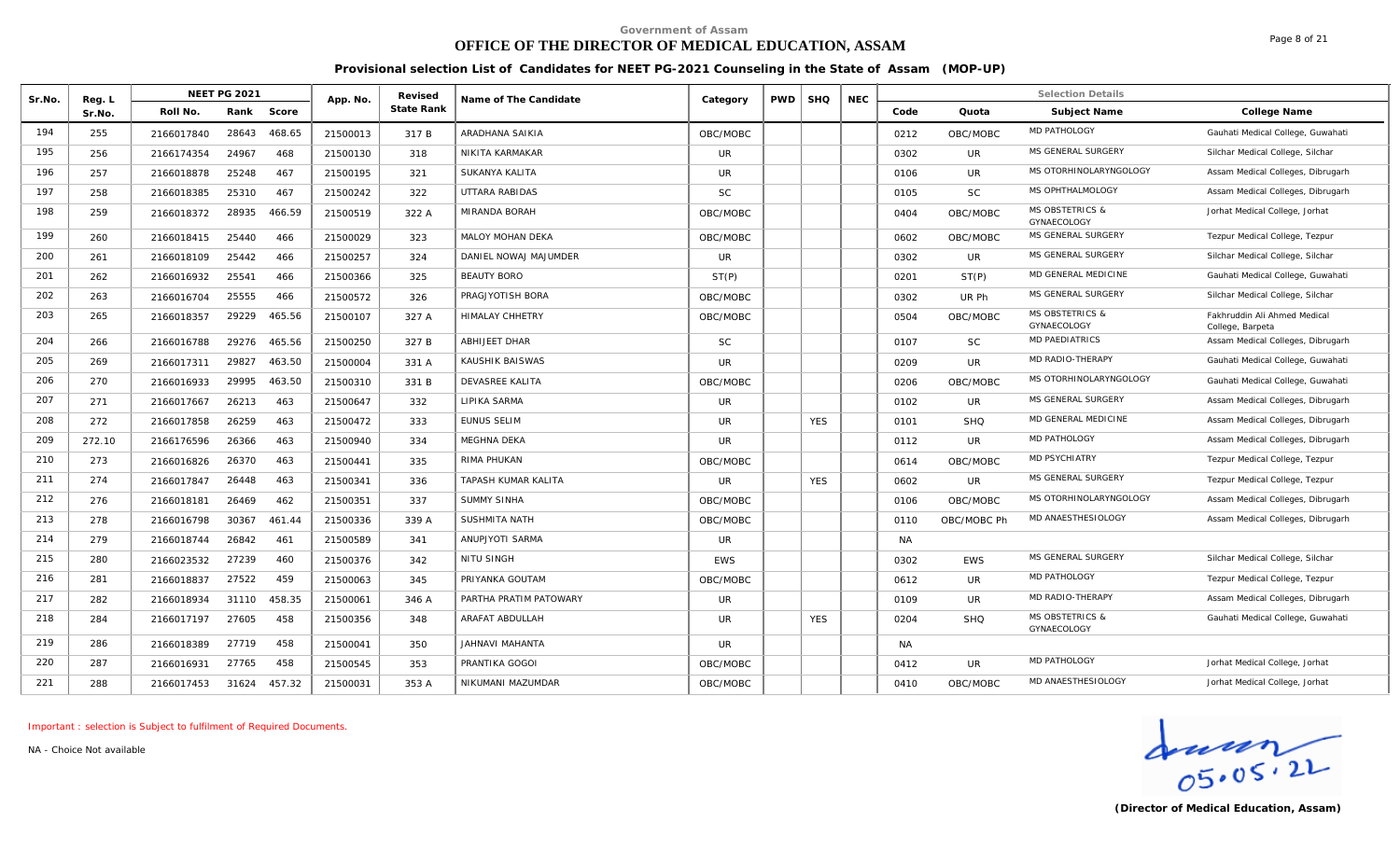Government of Assam

# OFFICE OF THE DIRECTOR OF MEDICAL EDUCATION, ASSAM

## Provisional selection List of Candidates for NEET PG-2021 Counseling in the State of Assam (MOP-UP)

| Sr.No. | Reg. L Sr.No. | NEET PG 2021 Roll No. | Rank | Score | App. No. | Revised State Rank | Name of The Candidate | Category | PWD | SHQ | NEC | Code | Quota | Subject Name | College Name |
|---|---|---|---|---|---|---|---|---|---|---|---|---|---|---|---|
| 194 | 255 | 2166017840 | 28643 | 468.65 | 21500013 | 317 B | ARADHANA SAIKIA | OBC/MOBC | | | | 0212 | OBC/MOBC | MD PATHOLOGY | Gauhati Medical College, Guwahati |
| 195 | 256 | 2166174354 | 24967 | 468 | 21500130 | 318 | NIKITA KARMAKAR | UR | | | | 0302 | UR | MS GENERAL SURGERY | Silchar Medical College, Silchar |
| 196 | 257 | 2166018878 | 25248 | 467 | 21500195 | 321 | SUKANYA KALITA | UR | | | | 0106 | UR | MS OTORHINOLARYNGOLOGY | Assam Medical Colleges, Dibrugarh |
| 197 | 258 | 2166018385 | 25310 | 467 | 21500242 | 322 | UTTARA RABIDAS | SC | | | | 0105 | SC | MS OPHTHALMOLOGY | Assam Medical Colleges, Dibrugarh |
| 198 | 259 | 2166018372 | 28935 | 466.59 | 21500519 | 322 A | MIRANDA BORAH | OBC/MOBC | | | | 0404 | OBC/MOBC | MS OBSTETRICS & GYNAECOLOGY | Jorhat Medical College, Jorhat |
| 199 | 260 | 2166018415 | 25440 | 466 | 21500029 | 323 | MALOY MOHAN DEKA | OBC/MOBC | | | | 0602 | OBC/MOBC | MS GENERAL SURGERY | Tezpur Medical College, Tezpur |
| 200 | 261 | 2166018109 | 25442 | 466 | 21500257 | 324 | DANIEL NOWAJ MAJUMDER | UR | | | | 0302 | UR | MS GENERAL SURGERY | Silchar Medical College, Silchar |
| 201 | 262 | 2166016932 | 25541 | 466 | 21500366 | 325 | BEAUTY BORO | ST(P) | | | | 0201 | ST(P) | MD GENERAL MEDICINE | Gauhati Medical College, Guwahati |
| 202 | 263 | 2166016704 | 25555 | 466 | 21500572 | 326 | PRAGJYOTISH BORA | OBC/MOBC | | | | 0302 | UR Ph | MS GENERAL SURGERY | Silchar Medical College, Silchar |
| 203 | 265 | 2166018357 | 29229 | 465.56 | 21500107 | 327 A | HIMALAY CHHETRY | OBC/MOBC | | | | 0504 | OBC/MOBC | MS OBSTETRICS & GYNAECOLOGY | Fakhruddin Ali Ahmed Medical College, Barpeta |
| 204 | 266 | 2166016788 | 29276 | 465.56 | 21500250 | 327 B | ABHIJEET DHAR | SC | | | | 0107 | SC | MD PAEDIATRICS | Assam Medical Colleges, Dibrugarh |
| 205 | 269 | 2166017311 | 29827 | 463.50 | 21500004 | 331 A | KAUSHIK BAISWAS | UR | | | | 0209 | UR | MD RADIO-THERAPY | Gauhati Medical College, Guwahati |
| 206 | 270 | 2166016933 | 29995 | 463.50 | 21500310 | 331 B | DEVASREE KALITA | OBC/MOBC | | | | 0206 | OBC/MOBC | MS OTORHINOLARYNGOLOGY | Gauhati Medical College, Guwahati |
| 207 | 271 | 2166017667 | 26213 | 463 | 21500647 | 332 | LIPIKA SARMA | UR | | | | 0102 | UR | MS GENERAL SURGERY | Assam Medical Colleges, Dibrugarh |
| 208 | 272 | 2166017858 | 26259 | 463 | 21500472 | 333 | EUNUS SELIM | UR | | YES | | 0101 | SHQ | MD GENERAL MEDICINE | Assam Medical Colleges, Dibrugarh |
| 209 | 272.10 | 2166176596 | 26366 | 463 | 21500940 | 334 | MEGHNA DEKA | UR | | | | 0112 | UR | MD PATHOLOGY | Assam Medical Colleges, Dibrugarh |
| 210 | 273 | 2166016826 | 26370 | 463 | 21500441 | 335 | RIMA PHUKAN | OBC/MOBC | | | | 0614 | OBC/MOBC | MD PSYCHIATRY | Tezpur Medical College, Tezpur |
| 211 | 274 | 2166017847 | 26448 | 463 | 21500341 | 336 | TAPASH KUMAR KALITA | UR | | YES | | 0602 | UR | MS GENERAL SURGERY | Tezpur Medical College, Tezpur |
| 212 | 276 | 2166018181 | 26469 | 462 | 21500351 | 337 | SUMMY SINHA | OBC/MOBC | | | | 0106 | OBC/MOBC | MS OTORHINOLARYNGOLOGY | Assam Medical Colleges, Dibrugarh |
| 213 | 278 | 2166016798 | 30367 | 461.44 | 21500336 | 339 A | SUSHMITA NATH | OBC/MOBC | | | | 0110 | OBC/MOBC Ph | MD ANAESTHESIOLOGY | Assam Medical Colleges, Dibrugarh |
| 214 | 279 | 2166018744 | 26842 | 461 | 21500589 | 341 | ANUPJYOTI SARMA | UR | | | | NA | | | |
| 215 | 280 | 2166023532 | 27239 | 460 | 21500376 | 342 | NITU SINGH | EWS | | | | 0302 | EWS | MS GENERAL SURGERY | Silchar Medical College, Silchar |
| 216 | 281 | 2166018837 | 27522 | 459 | 21500063 | 345 | PRIYANKA GOUTAM | OBC/MOBC | | | | 0612 | UR | MD PATHOLOGY | Tezpur Medical College, Tezpur |
| 217 | 282 | 2166018934 | 31110 | 458.35 | 21500061 | 346 A | PARTHA PRATIM PATOWARY | UR | | | | 0109 | UR | MD RADIO-THERAPY | Assam Medical Colleges, Dibrugarh |
| 218 | 284 | 2166017197 | 27605 | 458 | 21500356 | 348 | ARAFAT ABDULLAH | UR | | YES | | 0204 | SHQ | MS OBSTETRICS & GYNAECOLOGY | Gauhati Medical College, Guwahati |
| 219 | 286 | 2166018389 | 27719 | 458 | 21500041 | 350 | JAHNAVI MAHANTA | UR | | | | NA | | | |
| 220 | 287 | 2166016931 | 27765 | 458 | 21500545 | 353 | PRANTIKA GOGOI | OBC/MOBC | | | | 0412 | UR | MD PATHOLOGY | Jorhat Medical College, Jorhat |
| 221 | 288 | 2166017453 | 31624 | 457.32 | 21500031 | 353 A | NIKUMANI MAZUMDAR | OBC/MOBC | | | | 0410 | OBC/MOBC | MD ANAESTHESIOLOGY | Jorhat Medical College, Jorhat |

Important : selection is Subject to fulfilment of Required Documents.

NA - Choice Not available

05.05.22

**(Director of Medical Education, Assam)**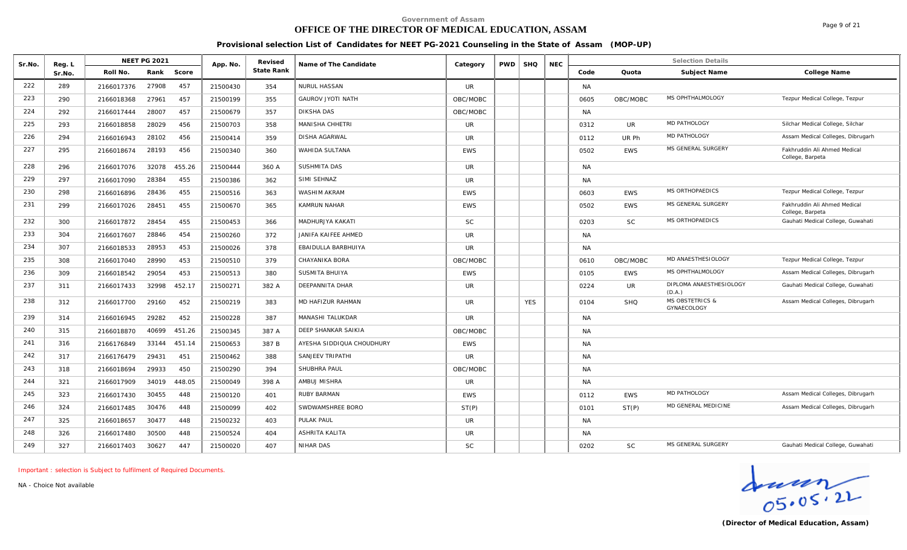Government of Assam

# OFFICE OF THE DIRECTOR OF MEDICAL EDUCATION, ASSAM

## Provisional selection List of Candidates for NEET PG-2021 Counseling in the State of Assam (MOP-UP)

| Sr.No. | Reg. L Sr.No. | NEET PG 2021 | | | App. No. | Revised State Rank | Name of The Candidate | Category | PWD | SHQ | NEC | Selection Details | | | |
|---|---|---|---|---|---|---|---|---|---|---|---|---|---|---|---|
| | | Roll No. | Rank | Score | | | | | | | | Code | Quota | Subject Name | College Name |
| 222 | 289 | 2166017376 | 27908 | 457 | 21500430 | 354 | NURUL HASSAN | UR | | | | NA | | | |
| 223 | 290 | 2166018368 | 27961 | 457 | 21500199 | 355 | GAUROV JYOTI NATH | OBC/MOBC | | | | 0605 | OBC/MOBC | MS OPHTHALMOLOGY | Tezpur Medical College, Tezpur |
| 224 | 292 | 2166017444 | 28007 | 457 | 21500679 | 357 | DIKSHA DAS | OBC/MOBC | | | | NA | | | |
| 225 | 293 | 2166018858 | 28029 | 456 | 21500703 | 358 | MANISHA CHHETRI | UR | | | | 0312 | UR | MD PATHOLOGY | Silchar Medical College, Silchar |
| 226 | 294 | 2166016943 | 28102 | 456 | 21500414 | 359 | DISHA AGARWAL | UR | | | | 0112 | UR Ph | MD PATHOLOGY | Assam Medical Colleges, Dibrugarh |
| 227 | 295 | 2166018674 | 28193 | 456 | 21500340 | 360 | WAHIDA SULTANA | EWS | | | | 0502 | EWS | MS GENERAL SURGERY | Fakhruddin Ali Ahmed Medical College, Barpeta |
| 228 | 296 | 2166017076 | 32078 | 455.26 | 21500444 | 360 A | SUSHMITA DAS | UR | | | | NA | | | |
| 229 | 297 | 2166017090 | 28384 | 455 | 21500386 | 362 | SIMI SEHNAZ | UR | | | | NA | | | |
| 230 | 298 | 2166016896 | 28436 | 455 | 21500516 | 363 | WASHIM AKRAM | EWS | | | | 0603 | EWS | MS ORTHOPAEDICS | Tezpur Medical College, Tezpur |
| 231 | 299 | 2166017026 | 28451 | 455 | 21500670 | 365 | KAMRUN NAHAR | EWS | | | | 0502 | EWS | MS GENERAL SURGERY | Fakhruddin Ali Ahmed Medical College, Barpeta |
| 232 | 300 | 2166017872 | 28454 | 455 | 21500453 | 366 | MADHURJYA KAKATI | SC | | | | 0203 | SC | MS ORTHOPAEDICS | Gauhati Medical College, Guwahati |
| 233 | 304 | 2166017607 | 28846 | 454 | 21500260 | 372 | JANIFA KAIFEE AHMED | UR | | | | NA | | | |
| 234 | 307 | 2166018533 | 28953 | 453 | 21500026 | 378 | EBAIDULLA BARBHUIYA | UR | | | | NA | | | |
| 235 | 308 | 2166017040 | 28990 | 453 | 21500510 | 379 | CHAYANIKA BORA | OBC/MOBC | | | | 0610 | OBC/MOBC | MD ANAESTHESIOLOGY | Tezpur Medical College, Tezpur |
| 236 | 309 | 2166018542 | 29054 | 453 | 21500513 | 380 | SUSMITA BHUIYA | EWS | | | | 0105 | EWS | MS OPHTHALMOLOGY | Assam Medical Colleges, Dibrugarh |
| 237 | 311 | 2166017433 | 32998 | 452.17 | 21500271 | 382 A | DEEPANNITA DHAR | UR | | | | 0224 | UR | DIPLOMA ANAESTHESIOLOGY (D.A.) | Gauhati Medical College, Guwahati |
| 238 | 312 | 2166017700 | 29160 | 452 | 21500219 | 383 | MD HAFIZUR RAHMAN | UR | | YES | | 0104 | SHQ | MS OBSTETRICS & GYNAECOLOGY | Assam Medical Colleges, Dibrugarh |
| 239 | 314 | 2166016945 | 29282 | 452 | 21500228 | 387 | MANASHI TALUKDAR | UR | | | | NA | | | |
| 240 | 315 | 2166018870 | 40699 | 451.26 | 21500345 | 387 A | DEEP SHANKAR SAIKIA | OBC/MOBC | | | | NA | | | |
| 241 | 316 | 2166176849 | 33144 | 451.14 | 21500653 | 387 B | AYESHA SIDDIQUA CHOUDHURY | EWS | | | | NA | | | |
| 242 | 317 | 2166176479 | 29431 | 451 | 21500462 | 388 | SANJEEV TRIPATHI | UR | | | | NA | | | |
| 243 | 318 | 2166018694 | 29933 | 450 | 21500290 | 394 | SHUBHRA PAUL | OBC/MOBC | | | | NA | | | |
| 244 | 321 | 2166017909 | 34019 | 448.05 | 21500049 | 398 A | AMBUJ MISHRA | UR | | | | NA | | | |
| 245 | 323 | 2166017430 | 30455 | 448 | 21500120 | 401 | RUBY BARMAN | EWS | | | | 0112 | EWS | MD PATHOLOGY | Assam Medical Colleges, Dibrugarh |
| 246 | 324 | 2166017485 | 30476 | 448 | 21500099 | 402 | SWDWAMSHREE BORO | ST(P) | | | | 0101 | ST(P) | MD GENERAL MEDICINE | Assam Medical Colleges, Dibrugarh |
| 247 | 325 | 2166018657 | 30477 | 448 | 21500232 | 403 | PULAK PAUL | UR | | | | NA | | | |
| 248 | 326 | 2166017480 | 30500 | 448 | 21500524 | 404 | ASHRITA KALITA | UR | | | | NA | | | |
| 249 | 327 | 2166017403 | 30627 | 447 | 21500020 | 407 | NIHAR DAS | SC | | | | 0202 | SC | MS GENERAL SURGERY | Gauhati Medical College, Guwahati |

Important : selection is Subject to fulfilment of Required Documents.

NA - Choice Not available

05.05.22

(Director of Medical Education, Assam)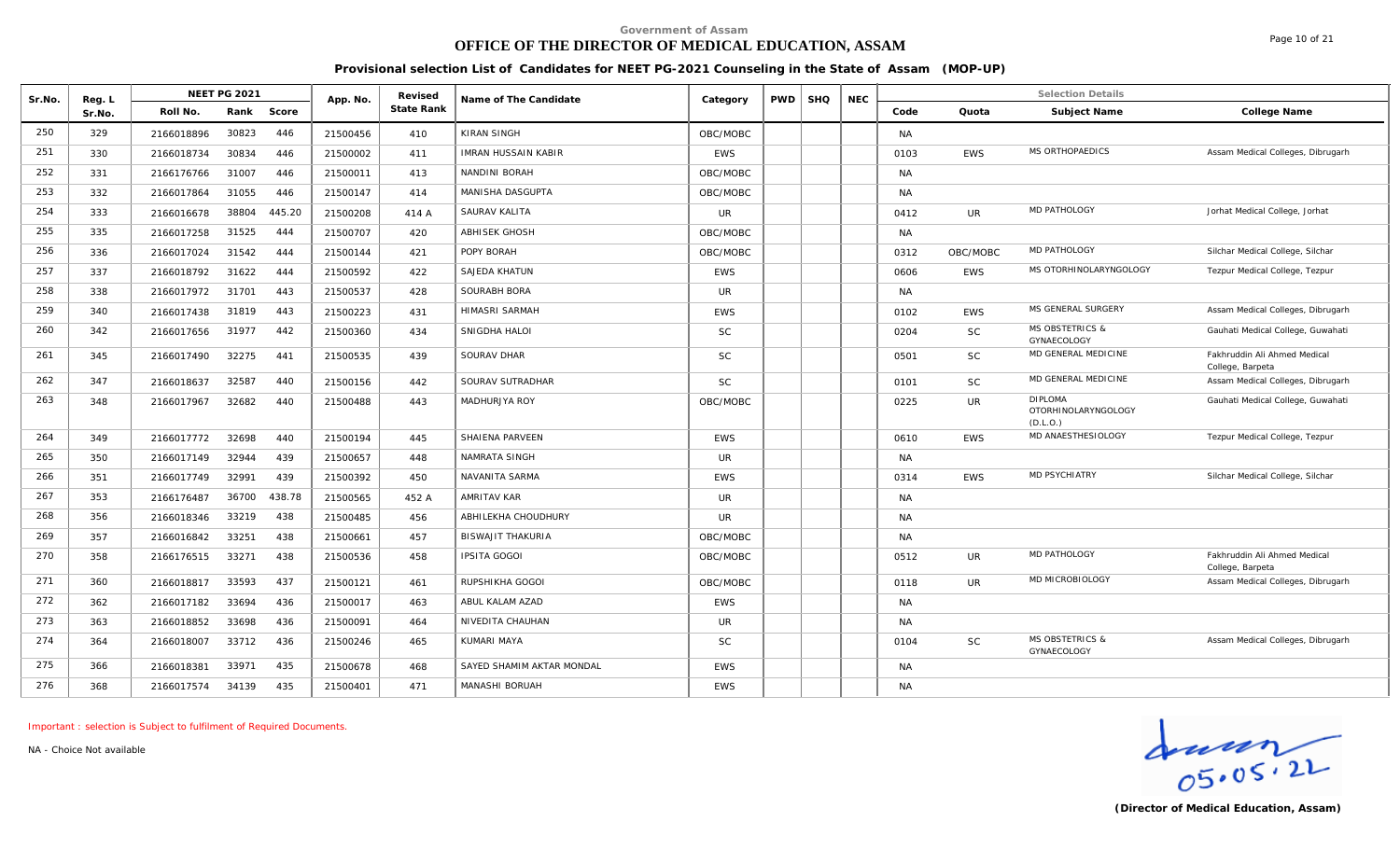Government of Assam

# OFFICE OF THE DIRECTOR OF MEDICAL EDUCATION, ASSAM

## Provisional selection List of Candidates for NEET PG-2021 Counseling in the State of Assam (MOP-UP)

| Sr.No. | Reg. L Sr.No. | NEET PG 2021 | | | App. No. | Revised State Rank | Name of The Candidate | Category | PWD | SHQ | NEC | Selection Details | | | |
|---|---|---|---|---|---|---|---|---|---|---|---|---|---|---|---|
| | | Roll No. | Rank | Score | | | | | | | | Code | Quota | Subject Name | College Name |
| 250 | 329 | 2166018896 | 30823 | 446 | 21500456 | 410 | KIRAN SINGH | OBC/MOBC | | | | NA | | | |
| 251 | 330 | 2166018734 | 30834 | 446 | 21500002 | 411 | IMRAN HUSSAIN KABIR | EWS | | | | 0103 | EWS | MS ORTHOPAEDICS | Assam Medical Colleges, Dibrugarh |
| 252 | 331 | 2166176766 | 31007 | 446 | 21500011 | 413 | NANDINI BORAH | OBC/MOBC | | | | NA | | | |
| 253 | 332 | 2166017864 | 31055 | 446 | 21500147 | 414 | MANISHA DASGUPTA | OBC/MOBC | | | | NA | | | |
| 254 | 333 | 2166016678 | 38804 | 445.20 | 21500208 | 414 A | SAURAV KALITA | UR | | | | 0412 | UR | MD PATHOLOGY | Jorhat Medical College, Jorhat |
| 255 | 335 | 2166017258 | 31525 | 444 | 21500707 | 420 | ABHISEK GHOSH | OBC/MOBC | | | | NA | | | |
| 256 | 336 | 2166017024 | 31542 | 444 | 21500144 | 421 | POPY BORAH | OBC/MOBC | | | | 0312 | OBC/MOBC | MD PATHOLOGY | Silchar Medical College, Silchar |
| 257 | 337 | 2166018792 | 31622 | 444 | 21500592 | 422 | SAJEDA KHATUN | EWS | | | | 0606 | EWS | MS OTORHINOLARYNGOLOGY | Tezpur Medical College, Tezpur |
| 258 | 338 | 2166017972 | 31701 | 443 | 21500537 | 428 | SOURABH BORA | UR | | | | NA | | | |
| 259 | 340 | 2166017438 | 31819 | 443 | 21500223 | 431 | HIMASRI SARMAH | EWS | | | | 0102 | EWS | MS GENERAL SURGERY | Assam Medical Colleges, Dibrugarh |
| 260 | 342 | 2166017656 | 31977 | 442 | 21500360 | 434 | SNIGDHA HALOI | SC | | | | 0204 | SC | MS OBSTETRICS & GYNAECOLOGY | Gauhati Medical College, Guwahati |
| 261 | 345 | 2166017490 | 32275 | 441 | 21500535 | 439 | SOURAV DHAR | SC | | | | 0501 | SC | MD GENERAL MEDICINE | Fakhruddin Ali Ahmed Medical College, Barpeta |
| 262 | 347 | 2166018637 | 32587 | 440 | 21500156 | 442 | SOURAV SUTRADHAR | SC | | | | 0101 | SC | MD GENERAL MEDICINE | Assam Medical Colleges, Dibrugarh |
| 263 | 348 | 2166017967 | 32682 | 440 | 21500488 | 443 | MADHURJYA ROY | OBC/MOBC | | | | 0225 | UR | DIPLOMA OTORHINOLARYNGOLOGY (D.L.O.) | Gauhati Medical College, Guwahati |
| 264 | 349 | 2166017772 | 32698 | 440 | 21500194 | 445 | SHAIENA PARVEEN | EWS | | | | 0610 | EWS | MD ANAESTHESIOLOGY | Tezpur Medical College, Tezpur |
| 265 | 350 | 2166017149 | 32944 | 439 | 21500657 | 448 | NAMRATA SINGH | UR | | | | NA | | | |
| 266 | 351 | 2166017749 | 32991 | 439 | 21500392 | 450 | NAVANITA SARMA | EWS | | | | 0314 | EWS | MD PSYCHIATRY | Silchar Medical College, Silchar |
| 267 | 353 | 2166176487 | 36700 | 438.78 | 21500565 | 452 A | AMRITAV KAR | UR | | | | NA | | | |
| 268 | 356 | 2166018346 | 33219 | 438 | 21500485 | 456 | ABHILEKHA CHOUDHURY | UR | | | | NA | | | |
| 269 | 357 | 2166016842 | 33251 | 438 | 21500661 | 457 | BISWAJIT THAKURIA | OBC/MOBC | | | | NA | | | |
| 270 | 358 | 2166176515 | 33271 | 438 | 21500536 | 458 | IPSITA GOGOI | OBC/MOBC | | | | 0512 | UR | MD PATHOLOGY | Fakhruddin Ali Ahmed Medical College, Barpeta |
| 271 | 360 | 2166018817 | 33593 | 437 | 21500121 | 461 | RUPSHIKHA GOGOI | OBC/MOBC | | | | 0118 | UR | MD MICROBIOLOGY | Assam Medical Colleges, Dibrugarh |
| 272 | 362 | 2166017182 | 33694 | 436 | 21500017 | 463 | ABUL KALAM AZAD | EWS | | | | NA | | | |
| 273 | 363 | 2166018852 | 33698 | 436 | 21500091 | 464 | NIVEDITA CHAUHAN | UR | | | | NA | | | |
| 274 | 364 | 2166018007 | 33712 | 436 | 21500246 | 465 | KUMARI MAYA | SC | | | | 0104 | SC | MS OBSTETRICS & GYNAECOLOGY | Assam Medical Colleges, Dibrugarh |
| 275 | 366 | 2166018381 | 33971 | 435 | 21500678 | 468 | SAYED SHAMIM AKTAR MONDAL | EWS | | | | NA | | | |
| 276 | 368 | 2166017574 | 34139 | 435 | 21500401 | 471 | MANASHI BORUAH | EWS | | | | NA | | | |

Important : selection is Subject to fulfilment of Required Documents.

NA - Choice Not available

05.05.22

**(Director of Medical Education, Assam)**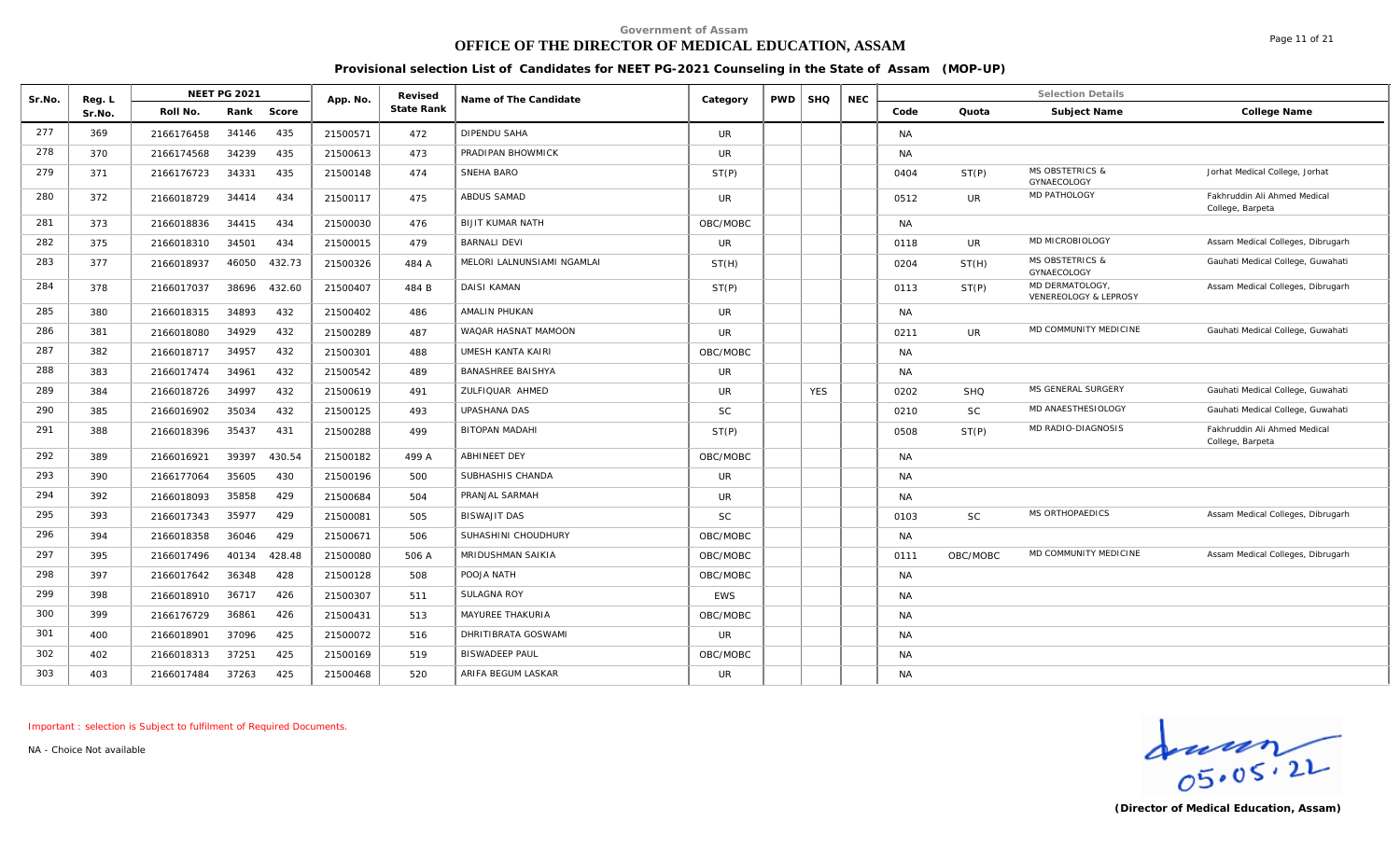Government of Assam

# OFFICE OF THE DIRECTOR OF MEDICAL EDUCATION, ASSAM

## Provisional selection List of Candidates for NEET PG-2021 Counseling in the State of Assam (MOP-UP)

| Sr.No. | Reg. L Sr.No. | NEET PG 2021 Roll No. | Rank | Score | App. No. | Revised State Rank | Name of The Candidate | Category | PWD | SHQ | NEC | Code | Quota | Subject Name | College Name |
|---|---|---|---|---|---|---|---|---|---|---|---|---|---|---|---|
| 277 | 369 | 2166176458 | 34146 | 435 | 21500571 | 472 | DIPENDU SAHA | UR | | | | NA | | | |
| 278 | 370 | 2166174568 | 34239 | 435 | 21500613 | 473 | PRADIPAN BHOWMICK | UR | | | | NA | | | |
| 279 | 371 | 2166176723 | 34331 | 435 | 21500148 | 474 | SNEHA BARO | ST(P) | | | | 0404 | ST(P) | MS OBSTETRICS & GYNAECOLOGY | Jorhat Medical College, Jorhat |
| 280 | 372 | 2166018729 | 34414 | 434 | 21500117 | 475 | ABDUS SAMAD | UR | | | | 0512 | UR | MD PATHOLOGY | Fakhruddin Ali Ahmed Medical College, Barpeta |
| 281 | 373 | 2166018836 | 34415 | 434 | 21500030 | 476 | BIJIT KUMAR NATH | OBC/MOBC | | | | NA | | | |
| 282 | 375 | 2166018310 | 34501 | 434 | 21500015 | 479 | BARNALI DEVI | UR | | | | 0118 | UR | MD MICROBIOLOGY | Assam Medical Colleges, Dibrugarh |
| 283 | 377 | 2166018937 | 46050 | 432.73 | 21500326 | 484 A | MELORI LALNUNSIAMI NGAMLAI | ST(H) | | | | 0204 | ST(H) | MS OBSTETRICS & GYNAECOLOGY | Gauhati Medical College, Guwahati |
| 284 | 378 | 2166017037 | 38696 | 432.60 | 21500407 | 484 B | DAISI KAMAN | ST(P) | | | | 0113 | ST(P) | MD DERMATOLOGY, VENEREOLOGY & LEPROSY | Assam Medical Colleges, Dibrugarh |
| 285 | 380 | 2166018315 | 34893 | 432 | 21500402 | 486 | AMALIN PHUKAN | UR | | | | NA | | | |
| 286 | 381 | 2166018080 | 34929 | 432 | 21500289 | 487 | WAQAR HASNAT MAMOON | UR | | | | 0211 | UR | MD COMMUNITY MEDICINE | Gauhati Medical College, Guwahati |
| 287 | 382 | 2166018717 | 34957 | 432 | 21500301 | 488 | UMESH KANTA KAIRI | OBC/MOBC | | | | NA | | | |
| 288 | 383 | 2166017474 | 34961 | 432 | 21500542 | 489 | BANASHREE BAISHYA | UR | | | | NA | | | |
| 289 | 384 | 2166018726 | 34997 | 432 | 21500619 | 491 | ZULFIQUAR AHMED | UR | | YES | | 0202 | SHQ | MS GENERAL SURGERY | Gauhati Medical College, Guwahati |
| 290 | 385 | 2166016902 | 35034 | 432 | 21500125 | 493 | UPASHANA DAS | SC | | | | 0210 | SC | MD ANAESTHESIOLOGY | Gauhati Medical College, Guwahati |
| 291 | 388 | 2166018396 | 35437 | 431 | 21500288 | 499 | BITOPAN MADAHI | ST(P) | | | | 0508 | ST(P) | MD RADIO-DIAGNOSIS | Fakhruddin Ali Ahmed Medical College, Barpeta |
| 292 | 389 | 2166016921 | 39397 | 430.54 | 21500182 | 499 A | ABHINEET DEY | OBC/MOBC | | | | NA | | | |
| 293 | 390 | 2166177064 | 35605 | 430 | 21500196 | 500 | SUBHASHIS CHANDA | UR | | | | NA | | | |
| 294 | 392 | 2166018093 | 35858 | 429 | 21500684 | 504 | PRANJAL SARMAH | UR | | | | NA | | | |
| 295 | 393 | 2166017343 | 35977 | 429 | 21500081 | 505 | BISWAJIT DAS | SC | | | | 0103 | SC | MS ORTHOPAEDICS | Assam Medical Colleges, Dibrugarh |
| 296 | 394 | 2166018358 | 36046 | 429 | 21500671 | 506 | SUHASHINI CHOUDHURY | OBC/MOBC | | | | NA | | | |
| 297 | 395 | 2166017496 | 40134 | 428.48 | 21500080 | 506 A | MRIDUSHMAN SAIKIA | OBC/MOBC | | | | 0111 | OBC/MOBC | MD COMMUNITY MEDICINE | Assam Medical Colleges, Dibrugarh |
| 298 | 397 | 2166017642 | 36348 | 428 | 21500128 | 508 | POOJA NATH | OBC/MOBC | | | | NA | | | |
| 299 | 398 | 2166018910 | 36717 | 426 | 21500307 | 511 | SULAGNA ROY | EWS | | | | NA | | | |
| 300 | 399 | 2166176729 | 36861 | 426 | 21500431 | 513 | MAYUREE THAKURIA | OBC/MOBC | | | | NA | | | |
| 301 | 400 | 2166018901 | 37096 | 425 | 21500072 | 516 | DHRITIBRATA GOSWAMI | UR | | | | NA | | | |
| 302 | 402 | 2166018313 | 37251 | 425 | 21500169 | 519 | BISWADEEP PAUL | OBC/MOBC | | | | NA | | | |
| 303 | 403 | 2166017484 | 37263 | 425 | 21500468 | 520 | ARIFA BEGUM LASKAR | UR | | | | NA | | | |

Important : selection is Subject to fulfilment of Required Documents.

NA - Choice Not available

05.05.22

**(Director of Medical Education, Assam)**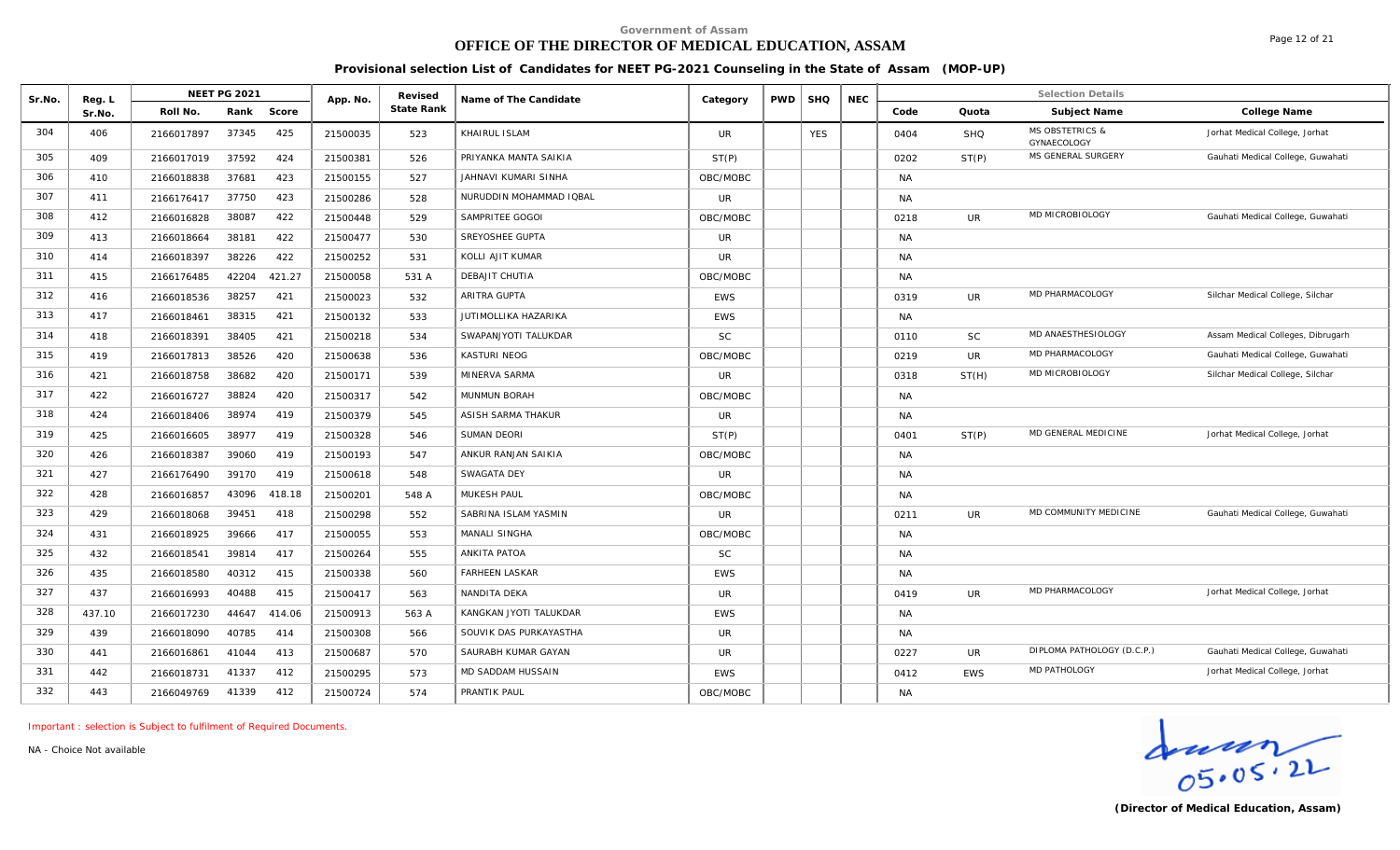Government of Assam

# OFFICE OF THE DIRECTOR OF MEDICAL EDUCATION, ASSAM

**Provisional selection List of Candidates for NEET PG-2021 Counseling in the State of Assam (MOP-UP)**

| Sr.No. | Reg. L Sr.No. | NEET PG 2021 Roll No. | Rank | Score | App. No. | Revised State Rank | Name of The Candidate | Category | PWD | SHQ | NEC | Code | Quota | Subject Name | College Name |
|---|---|---|---|---|---|---|---|---|---|---|---|---|---|---|---|
| 304 | 406 | 2166017897 | 37345 | 425 | 21500035 | 523 | KHAIRUL ISLAM | UR | | YES | | 0404 | SHQ | MS OBSTETRICS & GYNAECOLOGY | Jorhat Medical College, Jorhat |
| 305 | 409 | 2166017019 | 37592 | 424 | 21500381 | 526 | PRIYANKA MANTA SAIKIA | ST(P) | | | | 0202 | ST(P) | MS GENERAL SURGERY | Gauhati Medical College, Guwahati |
| 306 | 410 | 2166018838 | 37681 | 423 | 21500155 | 527 | JAHNAVI KUMARI SINHA | OBC/MOBC | | | | NA | | | |
| 307 | 411 | 2166176417 | 37750 | 423 | 21500286 | 528 | NURUDDIN MOHAMMAD IQBAL | UR | | | | NA | | | |
| 308 | 412 | 2166016828 | 38087 | 422 | 21500448 | 529 | SAMPRITEE GOGOI | OBC/MOBC | | | | 0218 | UR | MD MICROBIOLOGY | Gauhati Medical College, Guwahati |
| 309 | 413 | 2166018664 | 38181 | 422 | 21500477 | 530 | SREYOSHEE GUPTA | UR | | | | NA | | | |
| 310 | 414 | 2166018397 | 38226 | 422 | 21500252 | 531 | KOLLI AJIT KUMAR | UR | | | | NA | | | |
| 311 | 415 | 2166176485 | 42204 | 421.27 | 21500058 | 531 A | DEBAJIT CHUTIA | OBC/MOBC | | | | NA | | | |
| 312 | 416 | 2166018536 | 38257 | 421 | 21500023 | 532 | ARITRA GUPTA | EWS | | | | 0319 | UR | MD PHARMACOLOGY | Silchar Medical College, Silchar |
| 313 | 417 | 2166018461 | 38315 | 421 | 21500132 | 533 | JUTIMOLLIKA HAZARIKA | EWS | | | | NA | | | |
| 314 | 418 | 2166018391 | 38405 | 421 | 21500218 | 534 | SWAPANJYOTI TALUKDAR | SC | | | | 0110 | SC | MD ANAESTHESIOLOGY | Assam Medical Colleges, Dibrugarh |
| 315 | 419 | 2166017813 | 38526 | 420 | 21500638 | 536 | KASTURI NEOG | OBC/MOBC | | | | 0219 | UR | MD PHARMACOLOGY | Gauhati Medical College, Guwahati |
| 316 | 421 | 2166018758 | 38682 | 420 | 21500171 | 539 | MINERVA SARMA | UR | | | | 0318 | ST(H) | MD MICROBIOLOGY | Silchar Medical College, Silchar |
| 317 | 422 | 2166016727 | 38824 | 420 | 21500317 | 542 | MUNMUN BORAH | OBC/MOBC | | | | NA | | | |
| 318 | 424 | 2166018406 | 38974 | 419 | 21500379 | 545 | ASISH SARMA THAKUR | UR | | | | NA | | | |
| 319 | 425 | 2166016605 | 38977 | 419 | 21500328 | 546 | SUMAN DEORI | ST(P) | | | | 0401 | ST(P) | MD GENERAL MEDICINE | Jorhat Medical College, Jorhat |
| 320 | 426 | 2166018387 | 39060 | 419 | 21500193 | 547 | ANKUR RANJAN SAIKIA | OBC/MOBC | | | | NA | | | |
| 321 | 427 | 2166176490 | 39170 | 419 | 21500618 | 548 | SWAGATA DEY | UR | | | | NA | | | |
| 322 | 428 | 2166016857 | 43096 | 418.18 | 21500201 | 548 A | MUKESH PAUL | OBC/MOBC | | | | NA | | | |
| 323 | 429 | 2166018068 | 39451 | 418 | 21500298 | 552 | SABRINA ISLAM YASMIN | UR | | | | 0211 | UR | MD COMMUNITY MEDICINE | Gauhati Medical College, Guwahati |
| 324 | 431 | 2166018925 | 39666 | 417 | 21500055 | 553 | MANALI SINGHA | OBC/MOBC | | | | NA | | | |
| 325 | 432 | 2166018541 | 39814 | 417 | 21500264 | 555 | ANKITA PATOA | SC | | | | NA | | | |
| 326 | 435 | 2166018580 | 40312 | 415 | 21500338 | 560 | FARHEEN LASKAR | EWS | | | | NA | | | |
| 327 | 437 | 2166016993 | 40488 | 415 | 21500417 | 563 | NANDITA DEKA | UR | | | | 0419 | UR | MD PHARMACOLOGY | Jorhat Medical College, Jorhat |
| 328 | 437.10 | 2166017230 | 44647 | 414.06 | 21500913 | 563 A | KANGKAN JYOTI TALUKDAR | EWS | | | | NA | | | |
| 329 | 439 | 2166018090 | 40785 | 414 | 21500308 | 566 | SOUVIK DAS PURKAYASTHA | UR | | | | NA | | | |
| 330 | 441 | 2166016861 | 41044 | 413 | 21500687 | 570 | SAURABH KUMAR GAYAN | UR | | | | 0227 | UR | DIPLOMA PATHOLOGY (D.C.P.) | Gauhati Medical College, Guwahati |
| 331 | 442 | 2166018731 | 41337 | 412 | 21500295 | 573 | MD SADDAM HUSSAIN | EWS | | | | 0412 | EWS | MD PATHOLOGY | Jorhat Medical College, Jorhat |
| 332 | 443 | 2166049769 | 41339 | 412 | 21500724 | 574 | PRANTIK PAUL | OBC/MOBC | | | | NA | | | |

Important : selection is Subject to fulfilment of Required Documents.

NA - Choice Not available

05.05.22

**(Director of Medical Education, Assam)**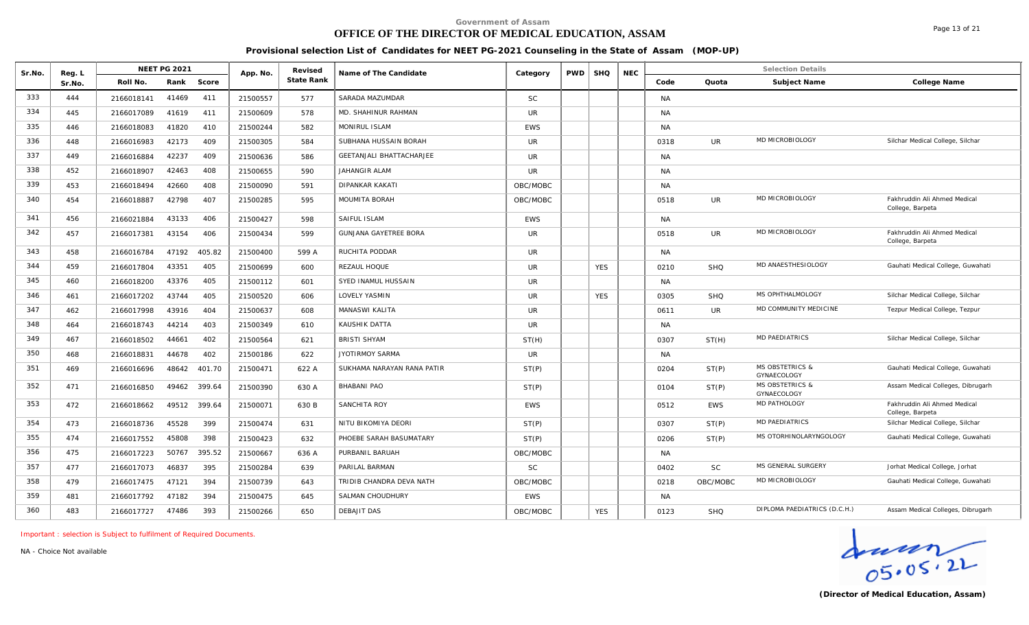Government of Assam

# OFFICE OF THE DIRECTOR OF MEDICAL EDUCATION, ASSAM

## Provisional selection List of Candidates for NEET PG-2021 Counseling in the State of Assam (MOP-UP)

| Sr.No. | Reg. L Sr.No. | NEET PG 2021 | | | App. No. | Revised State Rank | Name of The Candidate | Category | PWD | SHQ | NEC | Selection Details | | | |
|---|---|---|---|---|---|---|---|---|---|---|---|---|---|---|---|
| | | Roll No. | Rank | Score | | | | | | | | Code | Quota | Subject Name | College Name |
| 333 | 444 | 2166018141 | 41469 | 411 | 21500557 | 577 | SARADA MAZUMDAR | SC | | | | NA | | | |
| 334 | 445 | 2166017089 | 41619 | 411 | 21500609 | 578 | MD. SHAHINUR RAHMAN | UR | | | | NA | | | |
| 335 | 446 | 2166018083 | 41820 | 410 | 21500244 | 582 | MONIRUL ISLAM | EWS | | | | NA | | | |
| 336 | 448 | 2166016983 | 42173 | 409 | 21500305 | 584 | SUBHANA HUSSAIN BORAH | UR | | | | 0318 | UR | MD MICROBIOLOGY | Silchar Medical College, Silchar |
| 337 | 449 | 2166016884 | 42237 | 409 | 21500636 | 586 | GEETANJALI BHATTACHARJEE | UR | | | | NA | | | |
| 338 | 452 | 2166018907 | 42463 | 408 | 21500655 | 590 | JAHANGIR ALAM | UR | | | | NA | | | |
| 339 | 453 | 2166018494 | 42660 | 408 | 21500090 | 591 | DIPANKAR KAKATI | OBC/MOBC | | | | NA | | | |
| 340 | 454 | 2166018887 | 42798 | 407 | 21500285 | 595 | MOUMITA BORAH | OBC/MOBC | | | | 0518 | UR | MD MICROBIOLOGY | Fakhruddin Ali Ahmed Medical College, Barpeta |
| 341 | 456 | 2166021884 | 43133 | 406 | 21500427 | 598 | SAIFUL ISLAM | EWS | | | | NA | | | |
| 342 | 457 | 2166017381 | 43154 | 406 | 21500434 | 599 | GUNJANA GAYETREE BORA | UR | | | | 0518 | UR | MD MICROBIOLOGY | Fakhruddin Ali Ahmed Medical College, Barpeta |
| 343 | 458 | 2166016784 | 47192 | 405.82 | 21500400 | 599 A | RUCHITA PODDAR | UR | | | | NA | | | |
| 344 | 459 | 2166017804 | 43351 | 405 | 21500699 | 600 | REZAUL HOQUE | UR | | YES | | 0210 | SHQ | MD ANAESTHESIOLOGY | Gauhati Medical College, Guwahati |
| 345 | 460 | 2166018200 | 43376 | 405 | 21500112 | 601 | SYED INAMUL HUSSAIN | UR | | | | NA | | | |
| 346 | 461 | 2166017202 | 43744 | 405 | 21500520 | 606 | LOVELY YASMIN | UR | | YES | | 0305 | SHQ | MS OPHTHALMOLOGY | Silchar Medical College, Silchar |
| 347 | 462 | 2166017998 | 43916 | 404 | 21500637 | 608 | MANASWI KALITA | UR | | | | 0611 | UR | MD COMMUNITY MEDICINE | Tezpur Medical College, Tezpur |
| 348 | 464 | 2166018743 | 44214 | 403 | 21500349 | 610 | KAUSHIK DATTA | UR | | | | NA | | | |
| 349 | 467 | 2166018502 | 44661 | 402 | 21500564 | 621 | BRISTI SHYAM | ST(H) | | | | 0307 | ST(H) | MD PAEDIATRICS | Silchar Medical College, Silchar |
| 350 | 468 | 2166018831 | 44678 | 402 | 21500186 | 622 | JYOTIRMOY SARMA | UR | | | | NA | | | |
| 351 | 469 | 2166016696 | 48642 | 401.70 | 21500471 | 622 A | SUKHAMA NARAYAN RANA PATIR | ST(P) | | | | 0204 | ST(P) | MS OBSTETRICS & GYNAECOLOGY | Gauhati Medical College, Guwahati |
| 352 | 471 | 2166016850 | 49462 | 399.64 | 21500390 | 630 A | BHABANI PAO | ST(P) | | | | 0104 | ST(P) | MS OBSTETRICS & GYNAECOLOGY | Assam Medical Colleges, Dibrugarh |
| 353 | 472 | 2166018662 | 49512 | 399.64 | 21500071 | 630 B | SANCHITA ROY | EWS | | | | 0512 | EWS | MD PATHOLOGY | Fakhruddin Ali Ahmed Medical College, Barpeta |
| 354 | 473 | 2166018736 | 45528 | 399 | 21500474 | 631 | NITU BIKOMIYA DEORI | ST(P) | | | | 0307 | ST(P) | MD PAEDIATRICS | Silchar Medical College, Silchar |
| 355 | 474 | 2166017552 | 45808 | 398 | 21500423 | 632 | PHOEBE SARAH BASUMATARY | ST(P) | | | | 0206 | ST(P) | MS OTORHINOLARYNGOLOGY | Gauhati Medical College, Guwahati |
| 356 | 475 | 2166017223 | 50767 | 395.52 | 21500667 | 636 A | PURBANIL BARUAH | OBC/MOBC | | | | NA | | | |
| 357 | 477 | 2166017073 | 46837 | 395 | 21500284 | 639 | PARILAL BARMAN | SC | | | | 0402 | SC | MS GENERAL SURGERY | Jorhat Medical College, Jorhat |
| 358 | 479 | 2166017475 | 47121 | 394 | 21500739 | 643 | TRIDIB CHANDRA DEVA NATH | OBC/MOBC | | | | 0218 | OBC/MOBC | MD MICROBIOLOGY | Gauhati Medical College, Guwahati |
| 359 | 481 | 2166017792 | 47182 | 394 | 21500475 | 645 | SALMAN CHOUDHURY | EWS | | | | NA | | | |
| 360 | 483 | 2166017727 | 47486 | 393 | 21500266 | 650 | DEBAJIT DAS | OBC/MOBC | | YES | | 0123 | SHQ | DIPLOMA PAEDIATRICS (D.C.H.) | Assam Medical Colleges, Dibrugarh |

*Important : selection is Subject to fulfilment of Required Documents.*

NA - Choice Not available

05.05.22

**(Director of Medical Education, Assam)**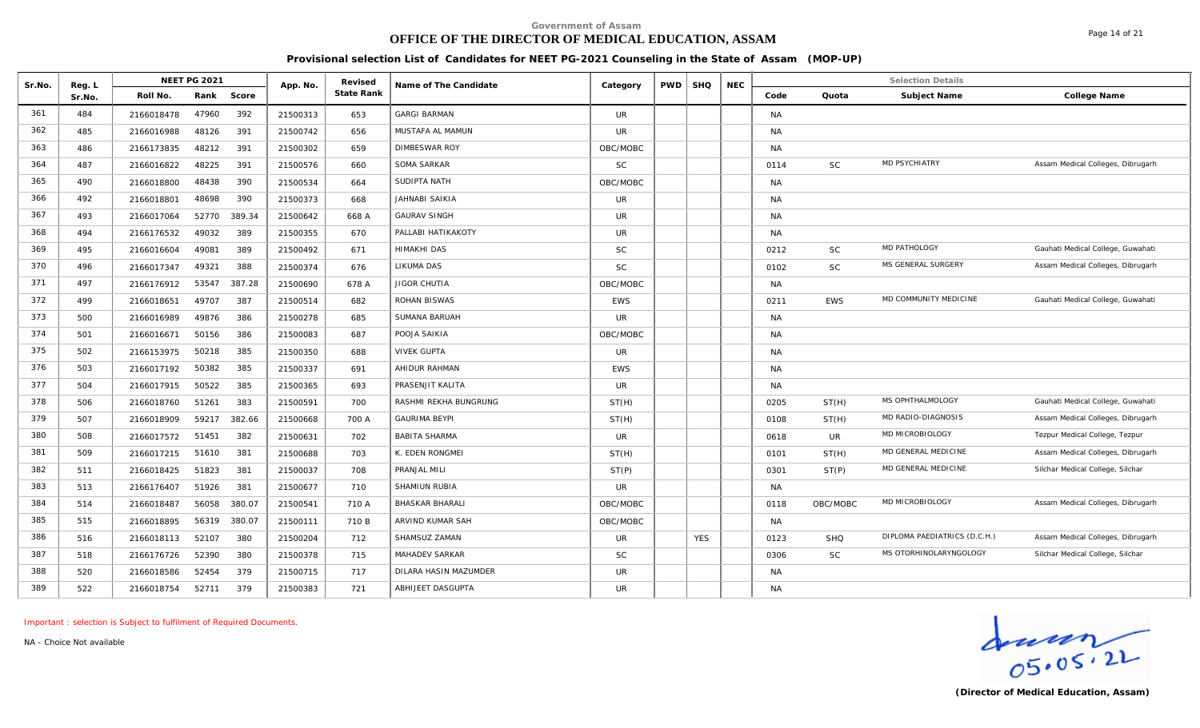Government of Assam

# OFFICE OF THE DIRECTOR OF MEDICAL EDUCATION, ASSAM

## Provisional selection List of Candidates for NEET PG-2021 Counseling in the State of Assam (MOP-UP)

| Sr.No. | Reg. L Sr.No. | NEET PG 2021 | | | App. No. | Revised State Rank | Name of The Candidate | Category | PWD | SHQ | NEC | Selection Details | | | |
|---|---|---|---|---|---|---|---|---|---|---|---|---|---|---|---|
| | | Roll No. | Rank | Score | | | | | | | | Code | Quota | Subject Name | College Name |
| 361 | 484 | 2166018478 | 47960 | 392 | 21500313 | 653 | GARGI BARMAN | UR | | | | NA | | | |
| 362 | 485 | 2166016988 | 48126 | 391 | 21500742 | 656 | MUSTAFA AL MAMUN | UR | | | | NA | | | |
| 363 | 486 | 2166173835 | 48212 | 391 | 21500302 | 659 | DIMBESWAR ROY | OBC/MOBC | | | | NA | | | |
| 364 | 487 | 2166016822 | 48225 | 391 | 21500576 | 660 | SOMA SARKAR | SC | | | | 0114 | SC | MD PSYCHIATRY | Assam Medical Colleges, Dibrugarh |
| 365 | 490 | 2166018800 | 48438 | 390 | 21500534 | 664 | SUDIPTA NATH | OBC/MOBC | | | | NA | | | |
| 366 | 492 | 2166018801 | 48698 | 390 | 21500373 | 668 | JAHNABI SAIKIA | UR | | | | NA | | | |
| 367 | 493 | 2166017064 | 52770 | 389.34 | 21500642 | 668 A | GAURAV SINGH | UR | | | | NA | | | |
| 368 | 494 | 2166176532 | 49032 | 389 | 21500355 | 670 | PALLABI HATIKAKOTY | UR | | | | NA | | | |
| 369 | 495 | 2166016604 | 49081 | 389 | 21500492 | 671 | HIMAKHI DAS | SC | | | | 0212 | SC | MD PATHOLOGY | Gauhati Medical College, Guwahati |
| 370 | 496 | 2166017347 | 49321 | 388 | 21500374 | 676 | LIKUMA DAS | SC | | | | 0102 | SC | MS GENERAL SURGERY | Assam Medical Colleges, Dibrugarh |
| 371 | 497 | 2166176912 | 53547 | 387.28 | 21500690 | 678 A | JIGOR CHUTIA | OBC/MOBC | | | | NA | | | |
| 372 | 499 | 2166018651 | 49707 | 387 | 21500514 | 682 | ROHAN BISWAS | EWS | | | | 0211 | EWS | MD COMMUNITY MEDICINE | Gauhati Medical College, Guwahati |
| 373 | 500 | 2166016989 | 49876 | 386 | 21500278 | 685 | SUMANA BARUAH | UR | | | | NA | | | |
| 374 | 501 | 2166016671 | 50156 | 386 | 21500083 | 687 | POOJA SAIKIA | OBC/MOBC | | | | NA | | | |
| 375 | 502 | 2166153975 | 50218 | 385 | 21500350 | 688 | VIVEK GUPTA | UR | | | | NA | | | |
| 376 | 503 | 2166017192 | 50382 | 385 | 21500337 | 691 | AHIDUR RAHMAN | EWS | | | | NA | | | |
| 377 | 504 | 2166017915 | 50522 | 385 | 21500365 | 693 | PRASENJIT KALITA | UR | | | | NA | | | |
| 378 | 506 | 2166018760 | 51261 | 383 | 21500591 | 700 | RASHMI REKHA BUNGRUNG | ST(H) | | | | 0205 | ST(H) | MS OPHTHALMOLOGY | Gauhati Medical College, Guwahati |
| 379 | 507 | 2166018909 | 59217 | 382.66 | 21500668 | 700 A | GAURIMA BEYPI | ST(H) | | | | 0108 | ST(H) | MD RADIO-DIAGNOSIS | Assam Medical Colleges, Dibrugarh |
| 380 | 508 | 2166017572 | 51451 | 382 | 21500631 | 702 | BABITA SHARMA | UR | | | | 0618 | UR | MD MICROBIOLOGY | Tezpur Medical College, Tezpur |
| 381 | 509 | 2166017215 | 51610 | 381 | 21500688 | 703 | K. EDEN RONGMEI | ST(H) | | | | 0101 | ST(H) | MD GENERAL MEDICINE | Assam Medical Colleges, Dibrugarh |
| 382 | 511 | 2166018425 | 51823 | 381 | 21500037 | 708 | PRANJAL MILI | ST(P) | | | | 0301 | ST(P) | MD GENERAL MEDICINE | Silchar Medical College, Silchar |
| 383 | 513 | 2166176407 | 51926 | 381 | 21500677 | 710 | SHAMIUN RUBIA | UR | | | | NA | | | |
| 384 | 514 | 2166018487 | 56058 | 380.07 | 21500541 | 710 A | BHASKAR BHARALI | OBC/MOBC | | | | 0118 | OBC/MOBC | MD MICROBIOLOGY | Assam Medical Colleges, Dibrugarh |
| 385 | 515 | 2166018895 | 56319 | 380.07 | 21500111 | 710 B | ARVIND KUMAR SAH | OBC/MOBC | | | | NA | | | |
| 386 | 516 | 2166018113 | 52107 | 380 | 21500204 | 712 | SHAMSUZ ZAMAN | UR | | YES | | 0123 | SHQ | DIPLOMA PAEDIATRICS (D.C.H.) | Assam Medical Colleges, Dibrugarh |
| 387 | 518 | 2166176726 | 52390 | 380 | 21500378 | 715 | MAHADEV SARKAR | SC | | | | 0306 | SC | MS OTORHINOLARYNGOLOGY | Silchar Medical College, Silchar |
| 388 | 520 | 2166018586 | 52454 | 379 | 21500715 | 717 | DILARA HASIN MAZUMDER | UR | | | | NA | | | |
| 389 | 522 | 2166018754 | 52711 | 379 | 21500383 | 721 | ABHIJEET DASGUPTA | UR | | | | NA | | | |

Important : selection is Subject to fulfilment of Required Documents.

NA - Choice Not available

05.05.22

**(Director of Medical Education, Assam)**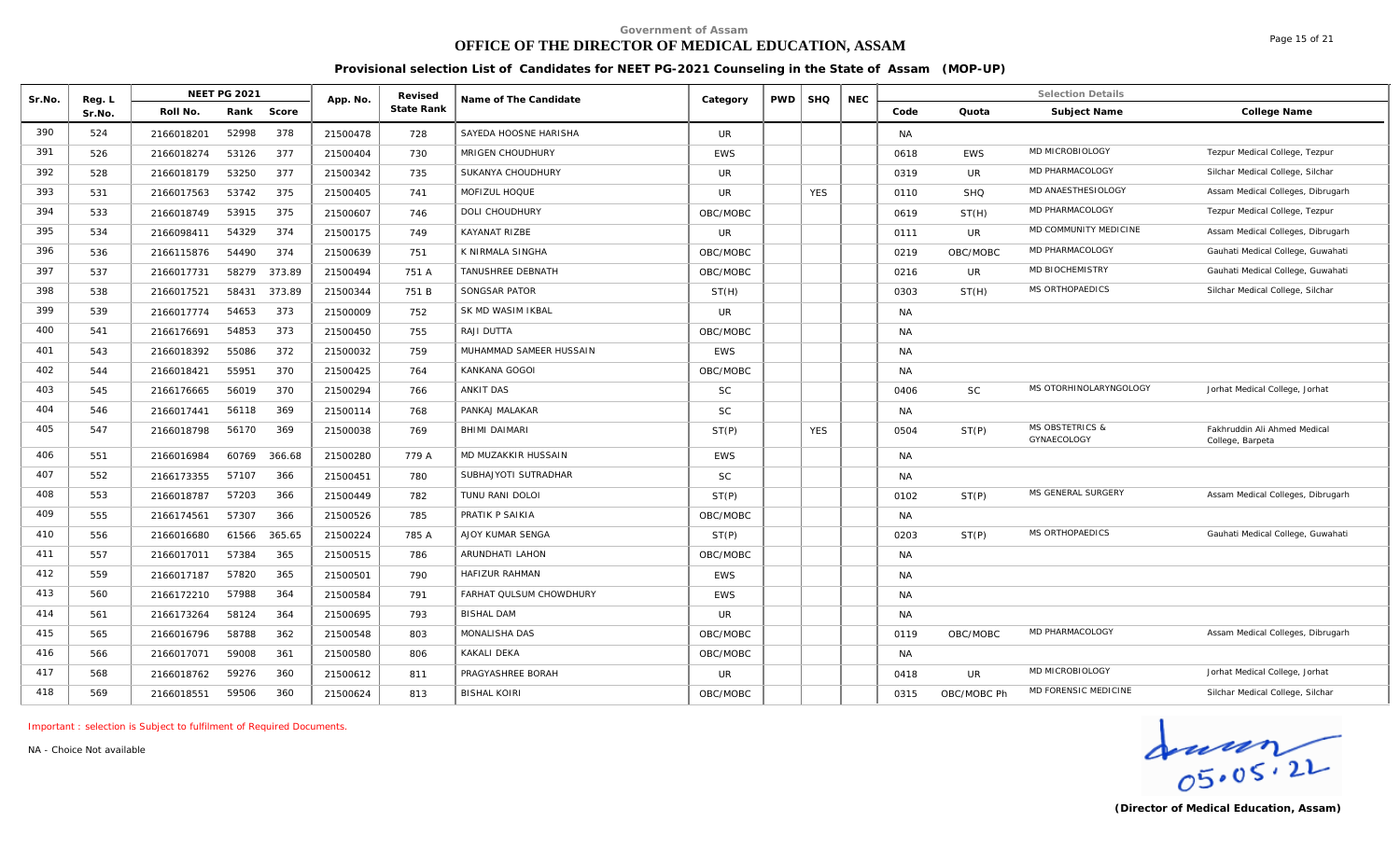Government of Assam

# OFFICE OF THE DIRECTOR OF MEDICAL EDUCATION, ASSAM

## Provisional selection List of Candidates for NEET PG-2021 Counseling in the State of Assam (MOP-UP)

| Sr.No. | Reg. L Sr.No. | NEET PG 2021 Roll No. | Rank | Score | App. No. | Revised State Rank | Name of The Candidate | Category | PWD | SHQ | NEC | Code | Quota | Subject Name | College Name |
|---|---|---|---|---|---|---|---|---|---|---|---|---|---|---|---|
| 390 | 524 | 2166018201 | 52998 | 378 | 21500478 | 728 | SAYEDA HOOSNE HARISHA | UR | | | | NA | | | |
| 391 | 526 | 2166018274 | 53126 | 377 | 21500404 | 730 | MRIGEN CHOUDHURY | EWS | | | | 0618 | EWS | MD MICROBIOLOGY | Tezpur Medical College, Tezpur |
| 392 | 528 | 2166018179 | 53250 | 377 | 21500342 | 735 | SUKANYA CHOUDHURY | UR | | | | 0319 | UR | MD PHARMACOLOGY | Silchar Medical College, Silchar |
| 393 | 531 | 2166017563 | 53742 | 375 | 21500405 | 741 | MOFIZUL HOQUE | UR | | YES | | 0110 | SHQ | MD ANAESTHESIOLOGY | Assam Medical Colleges, Dibrugarh |
| 394 | 533 | 2166018749 | 53915 | 375 | 21500607 | 746 | DOLI CHOUDHURY | OBC/MOBC | | | | 0619 | ST(H) | MD PHARMACOLOGY | Tezpur Medical College, Tezpur |
| 395 | 534 | 2166098411 | 54329 | 374 | 21500175 | 749 | KAYANAT RIZBE | UR | | | | 0111 | UR | MD COMMUNITY MEDICINE | Assam Medical Colleges, Dibrugarh |
| 396 | 536 | 2166115876 | 54490 | 374 | 21500639 | 751 | K NIRMALA SINGHA | OBC/MOBC | | | | 0219 | OBC/MOBC | MD PHARMACOLOGY | Gauhati Medical College, Guwahati |
| 397 | 537 | 2166017731 | 58279 | 373.89 | 21500494 | 751 A | TANUSHREE DEBNATH | OBC/MOBC | | | | 0216 | UR | MD BIOCHEMISTRY | Gauhati Medical College, Guwahati |
| 398 | 538 | 2166017521 | 58431 | 373.89 | 21500344 | 751 B | SONGSAR PATOR | ST(H) | | | | 0303 | ST(H) | MS ORTHOPAEDICS | Silchar Medical College, Silchar |
| 399 | 539 | 2166017774 | 54653 | 373 | 21500009 | 752 | SK MD WASIM IKBAL | UR | | | | NA | | | |
| 400 | 541 | 2166176691 | 54853 | 373 | 21500450 | 755 | RAJI DUTTA | OBC/MOBC | | | | NA | | | |
| 401 | 543 | 2166018392 | 55086 | 372 | 21500032 | 759 | MUHAMMAD SAMEER HUSSAIN | EWS | | | | NA | | | |
| 402 | 544 | 2166018421 | 55951 | 370 | 21500425 | 764 | KANKANA GOGOI | OBC/MOBC | | | | NA | | | |
| 403 | 545 | 2166176665 | 56019 | 370 | 21500294 | 766 | ANKIT DAS | SC | | | | 0406 | SC | MS OTORHINOLARYNGOLOGY | Jorhat Medical College, Jorhat |
| 404 | 546 | 2166017441 | 56118 | 369 | 21500114 | 768 | PANKAJ MALAKAR | SC | | | | NA | | | |
| 405 | 547 | 2166018798 | 56170 | 369 | 21500038 | 769 | BHIMI DAIMARI | ST(P) | | YES | | 0504 | ST(P) | MS OBSTETRICS & GYNAECOLOGY | Fakhruddin Ali Ahmed Medical College, Barpeta |
| 406 | 551 | 2166016984 | 60769 | 366.68 | 21500280 | 779 A | MD MUZAKKIR HUSSAIN | EWS | | | | NA | | | |
| 407 | 552 | 2166173355 | 57107 | 366 | 21500451 | 780 | SUBHAJYOTI SUTRADHAR | SC | | | | NA | | | |
| 408 | 553 | 2166018787 | 57203 | 366 | 21500449 | 782 | TUNU RANI DOLOI | ST(P) | | | | 0102 | ST(P) | MS GENERAL SURGERY | Assam Medical Colleges, Dibrugarh |
| 409 | 555 | 2166174561 | 57307 | 366 | 21500526 | 785 | PRATIK P SAIKIA | OBC/MOBC | | | | NA | | | |
| 410 | 556 | 2166016680 | 61566 | 365.65 | 21500224 | 785 A | AJOY KUMAR SENGA | ST(P) | | | | 0203 | ST(P) | MS ORTHOPAEDICS | Gauhati Medical College, Guwahati |
| 411 | 557 | 2166017011 | 57384 | 365 | 21500515 | 786 | ARUNDHATI LAHON | OBC/MOBC | | | | NA | | | |
| 412 | 559 | 2166017187 | 57820 | 365 | 21500501 | 790 | HAFIZUR RAHMAN | EWS | | | | NA | | | |
| 413 | 560 | 2166172210 | 57988 | 364 | 21500584 | 791 | FARHAT QULSUM CHOWDHURY | EWS | | | | NA | | | |
| 414 | 561 | 2166173264 | 58124 | 364 | 21500695 | 793 | BISHAL DAM | UR | | | | NA | | | |
| 415 | 565 | 2166016796 | 58788 | 362 | 21500548 | 803 | MONALISHA DAS | OBC/MOBC | | | | 0119 | OBC/MOBC | MD PHARMACOLOGY | Assam Medical Colleges, Dibrugarh |
| 416 | 566 | 2166017071 | 59008 | 361 | 21500580 | 806 | KAKALI DEKA | OBC/MOBC | | | | NA | | | |
| 417 | 568 | 2166018762 | 59276 | 360 | 21500612 | 811 | PRAGYASHREE BORAH | UR | | | | 0418 | UR | MD MICROBIOLOGY | Jorhat Medical College, Jorhat |
| 418 | 569 | 2166018551 | 59506 | 360 | 21500624 | 813 | BISHAL KOIRI | OBC/MOBC | | | | 0315 | OBC/MOBC Ph | MD FORENSIC MEDICINE | Silchar Medical College, Silchar |

Important : selection is Subject to fulfilment of Required Documents.

NA - Choice Not available

05.05.22

**(Director of Medical Education, Assam)**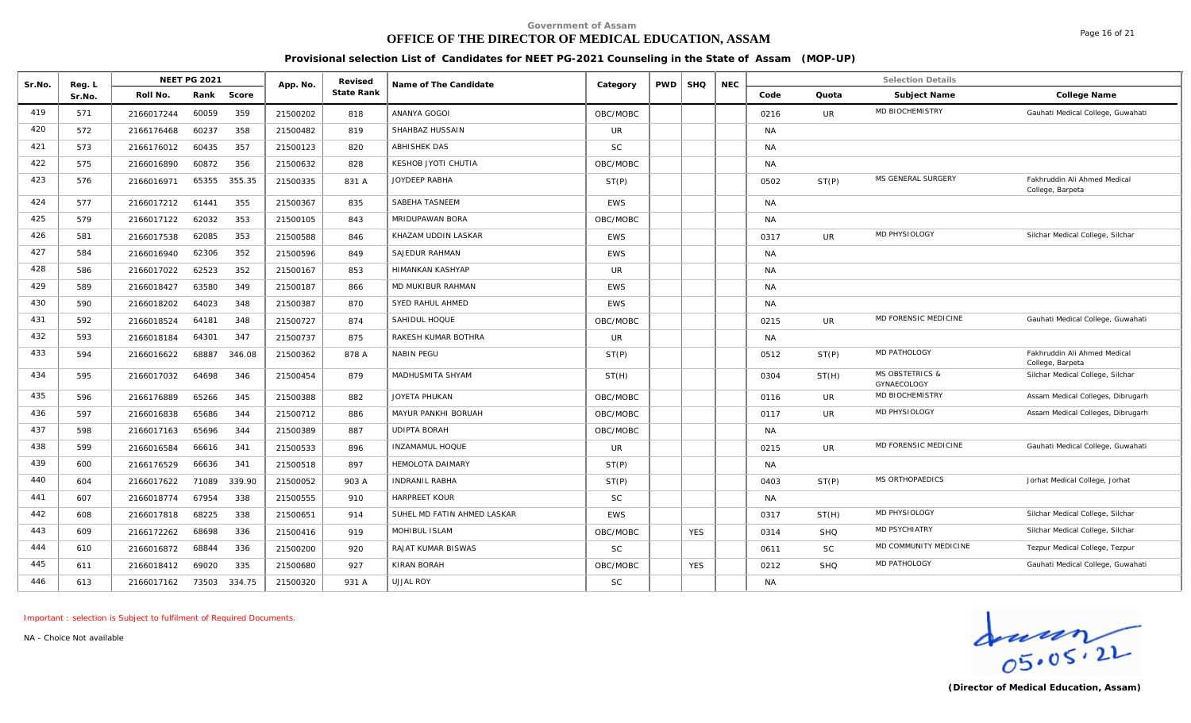Government of Assam

# OFFICE OF THE DIRECTOR OF MEDICAL EDUCATION, ASSAM

## Provisional selection List of Candidates for NEET PG-2021 Counseling in the State of Assam (MOP-UP)

| Sr.No. | Reg. L Sr.No. | NEET PG 2021 Roll No. | Rank | Score | App. No. | Revised State Rank | Name of The Candidate | Category | PWD | SHQ | NEC | Selection Details Code | Quota | Subject Name | College Name |
|---|---|---|---|---|---|---|---|---|---|---|---|---|---|---|---|
| 419 | 571 | 2166017244 | 60059 | 359 | 21500202 | 818 | ANANYA GOGOI | OBC/MOBC | | | | 0216 | UR | MD BIOCHEMISTRY | Gauhati Medical College, Guwahati |
| 420 | 572 | 2166176468 | 60237 | 358 | 21500482 | 819 | SHAHBAZ HUSSAIN | UR | | | | NA | | | |
| 421 | 573 | 2166176012 | 60435 | 357 | 21500123 | 820 | ABHISHEK DAS | SC | | | | NA | | | |
| 422 | 575 | 2166016890 | 60872 | 356 | 21500632 | 828 | KESHOB JYOTI CHUTIA | OBC/MOBC | | | | NA | | | |
| 423 | 576 | 2166016971 | 65355 | 355.35 | 21500335 | 831 A | JOYDEEP RABHA | ST(P) | | | | 0502 | ST(P) | MS GENERAL SURGERY | Fakhruddin Ali Ahmed Medical College, Barpeta |
| 424 | 577 | 2166017212 | 61441 | 355 | 21500367 | 835 | SABEHA TASNEEM | EWS | | | | NA | | | |
| 425 | 579 | 2166017122 | 62032 | 353 | 21500105 | 843 | MRIDUPAWAN BORA | OBC/MOBC | | | | NA | | | |
| 426 | 581 | 2166017538 | 62085 | 353 | 21500588 | 846 | KHAZAM UDDIN LASKAR | EWS | | | | 0317 | UR | MD PHYSIOLOGY | Silchar Medical College, Silchar |
| 427 | 584 | 2166016940 | 62306 | 352 | 21500596 | 849 | SAJEDUR RAHMAN | EWS | | | | NA | | | |
| 428 | 586 | 2166017022 | 62523 | 352 | 21500167 | 853 | HIMANKAN KASHYAP | UR | | | | NA | | | |
| 429 | 589 | 2166018427 | 63580 | 349 | 21500187 | 866 | MD MUKIBUR RAHMAN | EWS | | | | NA | | | |
| 430 | 590 | 2166018202 | 64023 | 348 | 21500387 | 870 | SYED RAHUL AHMED | EWS | | | | NA | | | |
| 431 | 592 | 2166018524 | 64181 | 348 | 21500727 | 874 | SAHIDUL HOQUE | OBC/MOBC | | | | 0215 | UR | MD FORENSIC MEDICINE | Gauhati Medical College, Guwahati |
| 432 | 593 | 2166018184 | 64301 | 347 | 21500737 | 875 | RAKESH KUMAR BOTHRA | UR | | | | NA | | | |
| 433 | 594 | 2166016622 | 68887 | 346.08 | 21500362 | 878 A | NABIN PEGU | ST(P) | | | | 0512 | ST(P) | MD PATHOLOGY | Fakhruddin Ali Ahmed Medical College, Barpeta |
| 434 | 595 | 2166017032 | 64698 | 346 | 21500454 | 879 | MADHUSMITA SHYAM | ST(H) | | | | 0304 | ST(H) | MS OBSTETRICS & GYNAECOLOGY | Silchar Medical College, Silchar |
| 435 | 596 | 2166176889 | 65266 | 345 | 21500388 | 882 | JOYETA PHUKAN | OBC/MOBC | | | | 0116 | UR | MD BIOCHEMISTRY | Assam Medical Colleges, Dibrugarh |
| 436 | 597 | 2166016838 | 65686 | 344 | 21500712 | 886 | MAYUR PANKHI BORUAH | OBC/MOBC | | | | 0117 | UR | MD PHYSIOLOGY | Assam Medical Colleges, Dibrugarh |
| 437 | 598 | 2166017163 | 65696 | 344 | 21500389 | 887 | UDIPTA BORAH | OBC/MOBC | | | | NA | | | |
| 438 | 599 | 2166016584 | 66616 | 341 | 21500533 | 896 | INZAMAMUL HOQUE | UR | | | | 0215 | UR | MD FORENSIC MEDICINE | Gauhati Medical College, Guwahati |
| 439 | 600 | 2166176529 | 66636 | 341 | 21500518 | 897 | HEMOLOTA DAIMARY | ST(P) | | | | NA | | | |
| 440 | 604 | 2166017622 | 71089 | 339.90 | 21500052 | 903 A | INDRANIL RABHA | ST(P) | | | | 0403 | ST(P) | MS ORTHOPAEDICS | Jorhat Medical College, Jorhat |
| 441 | 607 | 2166018774 | 67954 | 338 | 21500555 | 910 | HARPREET KOUR | SC | | | | NA | | | |
| 442 | 608 | 2166017818 | 68225 | 338 | 21500651 | 914 | SUHEL MD FATIN AHMED LASKAR | EWS | | | | 0317 | ST(H) | MD PHYSIOLOGY | Silchar Medical College, Silchar |
| 443 | 609 | 2166172262 | 68698 | 336 | 21500416 | 919 | MOHIBUL ISLAM | OBC/MOBC | | YES | | 0314 | SHQ | MD PSYCHIATRY | Silchar Medical College, Silchar |
| 444 | 610 | 2166016872 | 68844 | 336 | 21500200 | 920 | RAJAT KUMAR BISWAS | SC | | | | 0611 | SC | MD COMMUNITY MEDICINE | Tezpur Medical College, Tezpur |
| 445 | 611 | 2166018412 | 69020 | 335 | 21500680 | 927 | KIRAN BORAH | OBC/MOBC | | YES | | 0212 | SHQ | MD PATHOLOGY | Gauhati Medical College, Guwahati |
| 446 | 613 | 2166017162 | 73503 | 334.75 | 21500320 | 931 A | UJJAL ROY | SC | | | | NA | | | |

Important : selection is Subject to fulfilment of Required Documents.

NA - Choice Not available

05.05.22

**(Director of Medical Education, Assam)**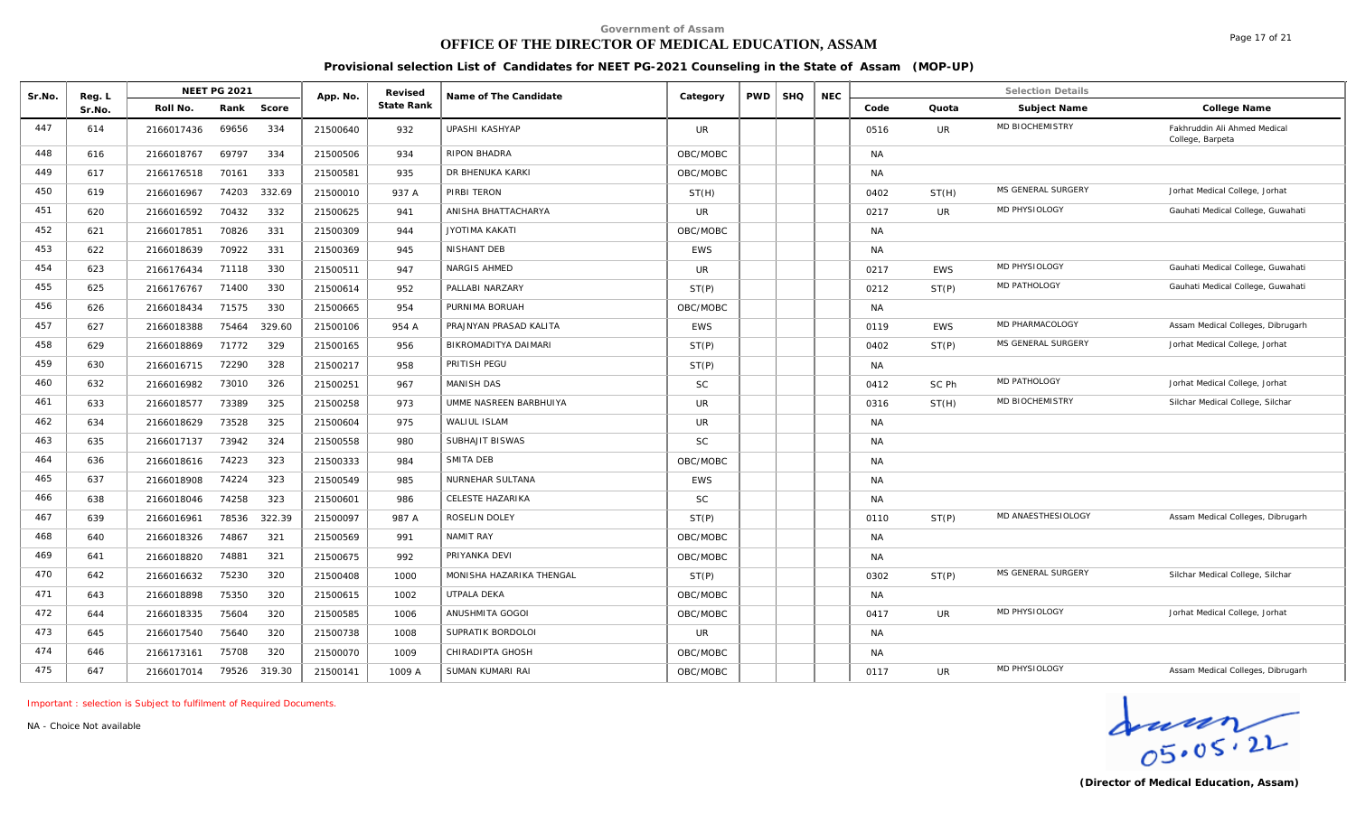Government of Assam

# OFFICE OF THE DIRECTOR OF MEDICAL EDUCATION, ASSAM

**Provisional selection List of Candidates for NEET PG-2021 Counseling in the State of Assam (MOP-UP)**

| Sr.No. | Reg. L Sr.No. | NEET PG 2021 Roll No. | Rank | Score | App. No. | Revised State Rank | Name of The Candidate | Category | PWD | SHQ | NEC | Code | Quota | Subject Name | College Name |
|---|---|---|---|---|---|---|---|---|---|---|---|---|---|---|---|
| 447 | 614 | 2166017436 | 69656 | 334 | 21500640 | 932 | UPASHI KASHYAP | UR | | | | 0516 | UR | MD BIOCHEMISTRY | Fakhruddin Ali Ahmed Medical College, Barpeta |
| 448 | 616 | 2166018767 | 69797 | 334 | 21500506 | 934 | RIPON BHADRA | OBC/MOBC | | | | NA | | | |
| 449 | 617 | 2166176518 | 70161 | 333 | 21500581 | 935 | DR BHENUKA KARKI | OBC/MOBC | | | | NA | | | |
| 450 | 619 | 2166016967 | 74203 | 332.69 | 21500010 | 937 A | PIRBI TERON | ST(H) | | | | 0402 | ST(H) | MS GENERAL SURGERY | Jorhat Medical College, Jorhat |
| 451 | 620 | 2166016592 | 70432 | 332 | 21500625 | 941 | ANISHA BHATTACHARYA | UR | | | | 0217 | UR | MD PHYSIOLOGY | Gauhati Medical College, Guwahati |
| 452 | 621 | 2166017851 | 70826 | 331 | 21500309 | 944 | JYOTIMA KAKATI | OBC/MOBC | | | | NA | | | |
| 453 | 622 | 2166018639 | 70922 | 331 | 21500369 | 945 | NISHANT DEB | EWS | | | | NA | | | |
| 454 | 623 | 2166176434 | 71118 | 330 | 21500511 | 947 | NARGIS AHMED | UR | | | | 0217 | EWS | MD PHYSIOLOGY | Gauhati Medical College, Guwahati |
| 455 | 625 | 2166176767 | 71400 | 330 | 21500614 | 952 | PALLABI NARZARY | ST(P) | | | | 0212 | ST(P) | MD PATHOLOGY | Gauhati Medical College, Guwahati |
| 456 | 626 | 2166018434 | 71575 | 330 | 21500665 | 954 | PURNIMA BORUAH | OBC/MOBC | | | | NA | | | |
| 457 | 627 | 2166018388 | 75464 | 329.60 | 21500106 | 954 A | PRAJNYAN PRASAD KALITA | EWS | | | | 0119 | EWS | MD PHARMACOLOGY | Assam Medical Colleges, Dibrugarh |
| 458 | 629 | 2166018869 | 71772 | 329 | 21500165 | 956 | BIKROMADITYA DAIMARI | ST(P) | | | | 0402 | ST(P) | MS GENERAL SURGERY | Jorhat Medical College, Jorhat |
| 459 | 630 | 2166016715 | 72290 | 328 | 21500217 | 958 | PRITISH PEGU | ST(P) | | | | NA | | | |
| 460 | 632 | 2166016982 | 73010 | 326 | 21500251 | 967 | MANISH DAS | SC | | | | 0412 | SC Ph | MD PATHOLOGY | Jorhat Medical College, Jorhat |
| 461 | 633 | 2166018577 | 73389 | 325 | 21500258 | 973 | UMME NASREEN BARBHUIYA | UR | | | | 0316 | ST(H) | MD BIOCHEMISTRY | Silchar Medical College, Silchar |
| 462 | 634 | 2166018629 | 73528 | 325 | 21500604 | 975 | WALIUL ISLAM | UR | | | | NA | | | |
| 463 | 635 | 2166017137 | 73942 | 324 | 21500558 | 980 | SUBHAJIT BISWAS | SC | | | | NA | | | |
| 464 | 636 | 2166018616 | 74223 | 323 | 21500333 | 984 | SMITA DEB | OBC/MOBC | | | | NA | | | |
| 465 | 637 | 2166018908 | 74224 | 323 | 21500549 | 985 | NURNEHAR SULTANA | EWS | | | | NA | | | |
| 466 | 638 | 2166018046 | 74258 | 323 | 21500601 | 986 | CELESTE HAZARIKA | SC | | | | NA | | | |
| 467 | 639 | 2166016961 | 78536 | 322.39 | 21500097 | 987 A | ROSELIN DOLEY | ST(P) | | | | 0110 | ST(P) | MD ANAESTHESIOLOGY | Assam Medical Colleges, Dibrugarh |
| 468 | 640 | 2166018326 | 74867 | 321 | 21500569 | 991 | NAMIT RAY | OBC/MOBC | | | | NA | | | |
| 469 | 641 | 2166018820 | 74881 | 321 | 21500675 | 992 | PRIYANKA DEVI | OBC/MOBC | | | | NA | | | |
| 470 | 642 | 2166016632 | 75230 | 320 | 21500408 | 1000 | MONISHA HAZARIKA THENGAL | ST(P) | | | | 0302 | ST(P) | MS GENERAL SURGERY | Silchar Medical College, Silchar |
| 471 | 643 | 2166018898 | 75350 | 320 | 21500615 | 1002 | UTPALA DEKA | OBC/MOBC | | | | NA | | | |
| 472 | 644 | 2166018335 | 75604 | 320 | 21500585 | 1006 | ANUSHMITA GOGOI | OBC/MOBC | | | | 0417 | UR | MD PHYSIOLOGY | Jorhat Medical College, Jorhat |
| 473 | 645 | 2166017540 | 75640 | 320 | 21500738 | 1008 | SUPRATIK BORDOLOI | UR | | | | NA | | | |
| 474 | 646 | 2166173161 | 75708 | 320 | 21500070 | 1009 | CHIRADIPTA GHOSH | OBC/MOBC | | | | NA | | | |
| 475 | 647 | 2166017014 | 79526 | 319.30 | 21500141 | 1009 A | SUMAN KUMARI RAI | OBC/MOBC | | | | 0117 | UR | MD PHYSIOLOGY | Assam Medical Colleges, Dibrugarh |

*Important : selection is Subject to fulfilment of Required Documents.*

NA - Choice Not available

05.05.22

**(Director of Medical Education, Assam)**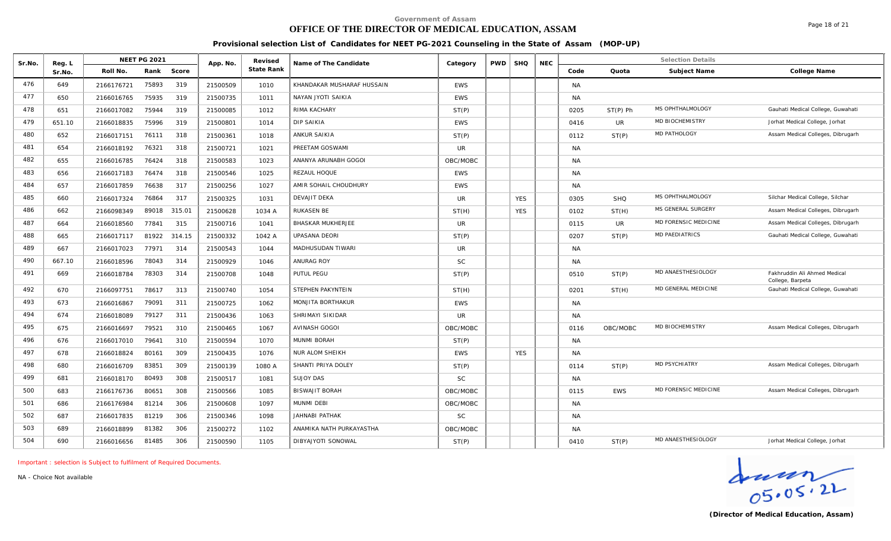Government of Assam

# OFFICE OF THE DIRECTOR OF MEDICAL EDUCATION, ASSAM

**Provisional selection List of Candidates for NEET PG-2021 Counseling in the State of Assam (MOP-UP)**

| Sr.No. | Reg. L Sr.No. | NEET PG 2021 Roll No. | Rank | Score | App. No. | Revised State Rank | Name of The Candidate | Category | PWD | SHQ | NEC | Code | Quota | Subject Name | College Name |
|---|---|---|---|---|---|---|---|---|---|---|---|---|---|---|---|
| 476 | 649 | 2166176721 | 75893 | 319 | 21500509 | 1010 | KHANDAKAR MUSHARAF HUSSAIN | EWS | | | | NA | | | |
| 477 | 650 | 2166016765 | 75935 | 319 | 21500735 | 1011 | NAYAN JYOTI SAIKIA | EWS | | | | NA | | | |
| 478 | 651 | 2166017082 | 75944 | 319 | 21500085 | 1012 | RIMA KACHARY | ST(P) | | | | 0205 | ST(P) Ph | MS OPHTHALMOLOGY | Gauhati Medical College, Guwahati |
| 479 | 651.10 | 2166018835 | 75996 | 319 | 21500801 | 1014 | DIP SAIKIA | EWS | | | | 0416 | UR | MD BIOCHEMISTRY | Jorhat Medical College, Jorhat |
| 480 | 652 | 2166017151 | 76111 | 318 | 21500361 | 1018 | ANKUR SAIKIA | ST(P) | | | | 0112 | ST(P) | MD PATHOLOGY | Assam Medical Colleges, Dibrugarh |
| 481 | 654 | 2166018192 | 76321 | 318 | 21500721 | 1021 | PREETAM GOSWAMI | UR | | | | NA | | | |
| 482 | 655 | 2166016785 | 76424 | 318 | 21500583 | 1023 | ANANYA ARUNABH GOGOI | OBC/MOBC | | | | NA | | | |
| 483 | 656 | 2166017183 | 76474 | 318 | 21500546 | 1025 | REZAUL HOQUE | EWS | | | | NA | | | |
| 484 | 657 | 2166017859 | 76638 | 317 | 21500256 | 1027 | AMIR SOHAIL CHOUDHURY | EWS | | | | NA | | | |
| 485 | 660 | 2166017324 | 76864 | 317 | 21500325 | 1031 | DEVAJIT DEKA | UR | | YES | | 0305 | SHQ | MS OPHTHALMOLOGY | Silchar Medical College, Silchar |
| 486 | 662 | 2166098349 | 89018 | 315.01 | 21500628 | 1034 A | RUKASEN BE | ST(H) | | YES | | 0102 | ST(H) | MS GENERAL SURGERY | Assam Medical Colleges, Dibrugarh |
| 487 | 664 | 2166018560 | 77841 | 315 | 21500716 | 1041 | BHASKAR MUKHERJEE | UR | | | | 0115 | UR | MD FORENSIC MEDICINE | Assam Medical Colleges, Dibrugarh |
| 488 | 665 | 2166017117 | 81922 | 314.15 | 21500332 | 1042 A | UPASANA DEORI | ST(P) | | | | 0207 | ST(P) | MD PAEDIATRICS | Gauhati Medical College, Guwahati |
| 489 | 667 | 2166017023 | 77971 | 314 | 21500543 | 1044 | MADHUSUDAN TIWARI | UR | | | | NA | | | |
| 490 | 667.10 | 2166018596 | 78043 | 314 | 21500929 | 1046 | ANURAG ROY | SC | | | | NA | | | |
| 491 | 669 | 2166018784 | 78303 | 314 | 21500708 | 1048 | PUTUL PEGU | ST(P) | | | | 0510 | ST(P) | MD ANAESTHESIOLOGY | Fakhruddin Ali Ahmed Medical College, Barpeta |
| 492 | 670 | 2166097751 | 78617 | 313 | 21500740 | 1054 | STEPHEN PAKYNTEIN | ST(H) | | | | 0201 | ST(H) | MD GENERAL MEDICINE | Gauhati Medical College, Guwahati |
| 493 | 673 | 2166016867 | 79091 | 311 | 21500725 | 1062 | MONJITA BORTHAKUR | EWS | | | | NA | | | |
| 494 | 674 | 2166018089 | 79127 | 311 | 21500436 | 1063 | SHRIMAYI SIKIDAR | UR | | | | NA | | | |
| 495 | 675 | 2166016697 | 79521 | 310 | 21500465 | 1067 | AVINASH GOGOI | OBC/MOBC | | | | 0116 | OBC/MOBC | MD BIOCHEMISTRY | Assam Medical Colleges, Dibrugarh |
| 496 | 676 | 2166017010 | 79641 | 310 | 21500594 | 1070 | MUNMI BORAH | ST(P) | | | | NA | | | |
| 497 | 678 | 2166018824 | 80161 | 309 | 21500435 | 1076 | NUR ALOM SHEIKH | EWS | | YES | | NA | | | |
| 498 | 680 | 2166016709 | 83851 | 309 | 21500139 | 1080 A | SHANTI PRIYA DOLEY | ST(P) | | | | 0114 | ST(P) | MD PSYCHIATRY | Assam Medical Colleges, Dibrugarh |
| 499 | 681 | 2166018170 | 80493 | 308 | 21500517 | 1081 | SUJOY DAS | SC | | | | NA | | | |
| 500 | 683 | 2166176736 | 80651 | 308 | 21500566 | 1085 | BISWAJIT BORAH | OBC/MOBC | | | | 0115 | EWS | MD FORENSIC MEDICINE | Assam Medical Colleges, Dibrugarh |
| 501 | 686 | 2166176984 | 81214 | 306 | 21500608 | 1097 | MUNMI DEBI | OBC/MOBC | | | | NA | | | |
| 502 | 687 | 2166017835 | 81219 | 306 | 21500346 | 1098 | JAHNABI PATHAK | SC | | | | NA | | | |
| 503 | 689 | 2166018899 | 81382 | 306 | 21500272 | 1102 | ANAMIKA NATH PURKAYASTHA | OBC/MOBC | | | | NA | | | |
| 504 | 690 | 2166016656 | 81485 | 306 | 21500590 | 1105 | DIBYAJYOTI SONOWAL | ST(P) | | | | 0410 | ST(P) | MD ANAESTHESIOLOGY | Jorhat Medical College, Jorhat |

Important : selection is Subject to fulfilment of Required Documents.

NA - Choice Not available

05.05.22

**(Director of Medical Education, Assam)**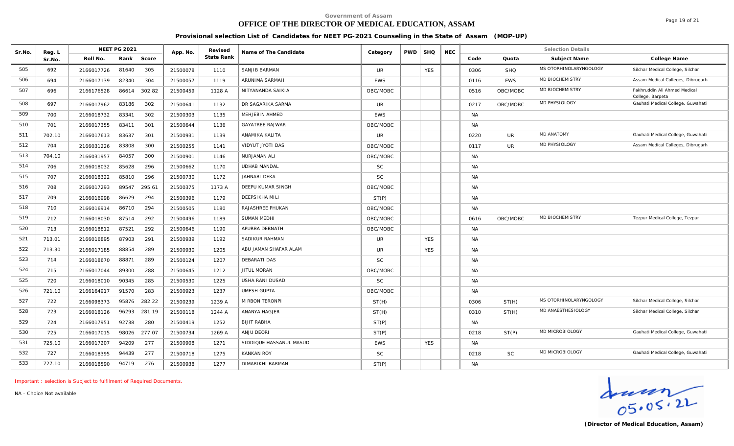Government of Assam

# OFFICE OF THE DIRECTOR OF MEDICAL EDUCATION, ASSAM

**Provisional selection List of Candidates for NEET PG-2021 Counseling in the State of Assam (MOP-UP)**

| Sr.No. | Reg. L Sr.No. | NEET PG 2021 Roll No. | Rank | Score | App. No. | Revised State Rank | Name of The Candidate | Category | PWD | SHQ | NEC | Selection Details Code | Quota | Subject Name | College Name |
|---|---|---|---|---|---|---|---|---|---|---|---|---|---|---|---|
| 505 | 692 | 2166017726 | 81640 | 305 | 21500078 | 1110 | SANJIB BARMAN | UR | | YES | | 0306 | SHQ | MS OTORHINOLARYNGOLOGY | Silchar Medical College, Silchar |
| 506 | 694 | 2166017139 | 82340 | 304 | 21500057 | 1119 | ARUNIMA SARMAH | EWS | | | | 0116 | EWS | MD BIOCHEMISTRY | Assam Medical Colleges, Dibrugarh |
| 507 | 696 | 2166176528 | 86614 | 302.82 | 21500459 | 1128 A | NITYANANDA SAIKIA | OBC/MOBC | | | | 0516 | OBC/MOBC | MD BIOCHEMISTRY | Fakhruddin Ali Ahmed Medical College, Barpeta |
| 508 | 697 | 2166017962 | 83186 | 302 | 21500641 | 1132 | DR SAGARIKA SARMA | UR | | | | 0217 | OBC/MOBC | MD PHYSIOLOGY | Gauhati Medical College, Guwahati |
| 509 | 700 | 2166018732 | 83341 | 302 | 21500303 | 1135 | MEHJEBIN AHMED | EWS | | | | NA | | | |
| 510 | 701 | 2166017355 | 83411 | 301 | 21500644 | 1136 | GAYATREE RAJWAR | OBC/MOBC | | | | NA | | | |
| 511 | 702.10 | 2166017613 | 83637 | 301 | 21500931 | 1139 | ANAMIKA KALITA | UR | | | | 0220 | UR | MD ANATOMY | Gauhati Medical College, Guwahati |
| 512 | 704 | 2166031226 | 83808 | 300 | 21500255 | 1141 | VIDYUT JYOTI DAS | OBC/MOBC | | | | 0117 | UR | MD PHYSIOLOGY | Assam Medical Colleges, Dibrugarh |
| 513 | 704.10 | 2166031957 | 84057 | 300 | 21500901 | 1146 | NURJAMAN ALI | OBC/MOBC | | | | NA | | | |
| 514 | 706 | 2166018032 | 85628 | 296 | 21500662 | 1170 | UDHAB MANDAL | SC | | | | NA | | | |
| 515 | 707 | 2166018322 | 85810 | 296 | 21500730 | 1172 | JAHNABI DEKA | SC | | | | NA | | | |
| 516 | 708 | 2166017293 | 89547 | 295.61 | 21500375 | 1173 A | DEEPU KUMAR SINGH | OBC/MOBC | | | | NA | | | |
| 517 | 709 | 2166016998 | 86629 | 294 | 21500396 | 1179 | DEEPSIKHA MILI | ST(P) | | | | NA | | | |
| 518 | 710 | 2166016914 | 86710 | 294 | 21500505 | 1180 | RAJASHREE PHUKAN | OBC/MOBC | | | | NA | | | |
| 519 | 712 | 2166018030 | 87514 | 292 | 21500496 | 1189 | SUMAN MEDHI | OBC/MOBC | | | | 0616 | OBC/MOBC | MD BIOCHEMISTRY | Tezpur Medical College, Tezpur |
| 520 | 713 | 2166018812 | 87521 | 292 | 21500646 | 1190 | APURBA DEBNATH | OBC/MOBC | | | | NA | | | |
| 521 | 713.01 | 2166016895 | 87903 | 291 | 21500939 | 1192 | SADIKUR RAHMAN | UR | | YES | | NA | | | |
| 522 | 713.30 | 2166017185 | 88854 | 289 | 21500930 | 1205 | ABU JAMAN SHAFAR ALAM | UR | | YES | | NA | | | |
| 523 | 714 | 2166018670 | 88871 | 289 | 21500124 | 1207 | DEBARATI DAS | SC | | | | NA | | | |
| 524 | 715 | 2166017044 | 89300 | 288 | 21500645 | 1212 | JITUL MORAN | OBC/MOBC | | | | NA | | | |
| 525 | 720 | 2166018010 | 90345 | 285 | 21500530 | 1225 | USHA RANI DUSAD | SC | | | | NA | | | |
| 526 | 721.10 | 2166164917 | 91570 | 283 | 21500923 | 1237 | UMESH GUPTA | OBC/MOBC | | | | NA | | | |
| 527 | 722 | 2166098373 | 95876 | 282.22 | 21500239 | 1239 A | MIRBON TERONPI | ST(H) | | | | 0306 | ST(H) | MS OTORHINOLARYNGOLOGY | Silchar Medical College, Silchar |
| 528 | 723 | 2166018126 | 96293 | 281.19 | 21500118 | 1244 A | ANANYA HAGJER | ST(H) | | | | 0310 | ST(H) | MD ANAESTHESIOLOGY | Silchar Medical College, Silchar |
| 529 | 724 | 2166017951 | 92738 | 280 | 21500419 | 1252 | BIJIT RABHA | ST(P) | | | | NA | | | |
| 530 | 725 | 2166017015 | 98026 | 277.07 | 21500734 | 1269 A | ANJU DEORI | ST(P) | | | | 0218 | ST(P) | MD MICROBIOLOGY | Gauhati Medical College, Guwahati |
| 531 | 725.10 | 2166017207 | 94209 | 277 | 21500908 | 1271 | SIDDIQUE HASSANUL MASUD | EWS | | YES | | NA | | | |
| 532 | 727 | 2166018395 | 94439 | 277 | 21500718 | 1275 | KANKAN ROY | SC | | | | 0218 | SC | MD MICROBIOLOGY | Gauhati Medical College, Guwahati |
| 533 | 727.10 | 2166018590 | 94719 | 276 | 21500938 | 1277 | DIMARIKHI BARMAN | ST(P) | | | | NA | | | |

Important : selection is Subject to fulfilment of Required Documents.

NA - Choice Not available

05.05.22

**(Director of Medical Education, Assam)**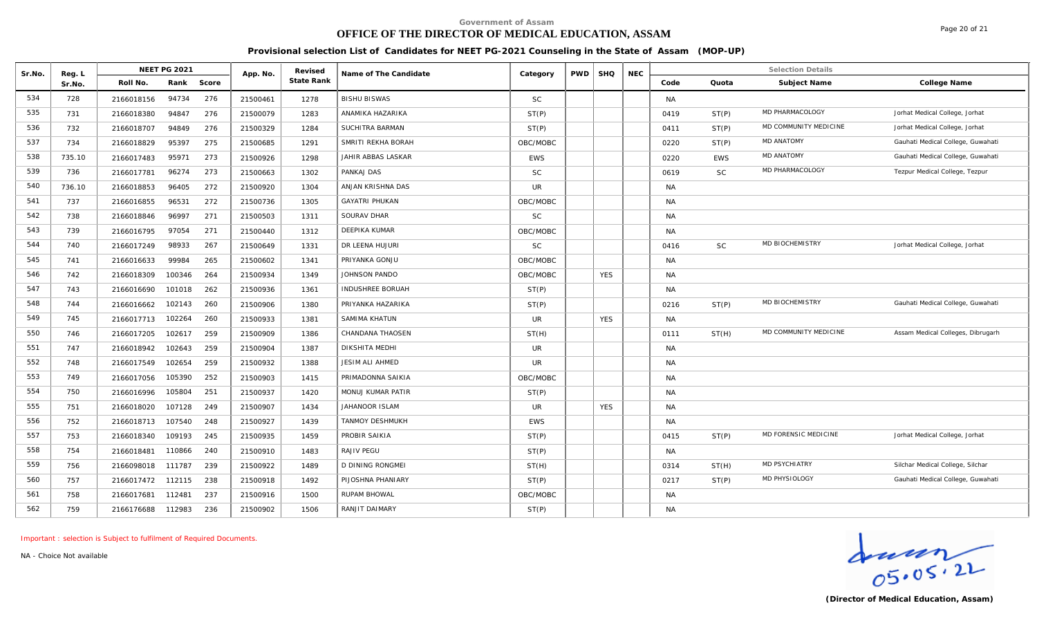Government of Assam

# OFFICE OF THE DIRECTOR OF MEDICAL EDUCATION, ASSAM

## Provisional selection List of Candidates for NEET PG-2021 Counseling in the State of Assam (MOP-UP)

| Sr.No. | Reg. L Sr.No. | NEET PG 2021 Roll No. | Rank | Score | App. No. | Revised State Rank | Name of The Candidate | Category | PWD | SHQ | NEC | Code | Quota | Subject Name | College Name |
|---|---|---|---|---|---|---|---|---|---|---|---|---|---|---|---|
| 534 | 728 | 2166018156 | 94734 | 276 | 21500461 | 1278 | BISHU BISWAS | SC | | | | NA | | | |
| 535 | 731 | 2166018380 | 94847 | 276 | 21500079 | 1283 | ANAMIKA HAZARIKA | ST(P) | | | | 0419 | ST(P) | MD PHARMACOLOGY | Jorhat Medical College, Jorhat |
| 536 | 732 | 2166018707 | 94849 | 276 | 21500329 | 1284 | SUCHITRA BARMAN | ST(P) | | | | 0411 | ST(P) | MD COMMUNITY MEDICINE | Jorhat Medical College, Jorhat |
| 537 | 734 | 2166018829 | 95397 | 275 | 21500685 | 1291 | SMRITI REKHA BORAH | OBC/MOBC | | | | 0220 | ST(P) | MD ANATOMY | Gauhati Medical College, Guwahati |
| 538 | 735.10 | 2166017483 | 95971 | 273 | 21500926 | 1298 | JAHIR ABBAS LASKAR | EWS | | | | 0220 | EWS | MD ANATOMY | Gauhati Medical College, Guwahati |
| 539 | 736 | 2166017781 | 96274 | 273 | 21500663 | 1302 | PANKAJ DAS | SC | | | | 0619 | SC | MD PHARMACOLOGY | Tezpur Medical College, Tezpur |
| 540 | 736.10 | 2166018853 | 96405 | 272 | 21500920 | 1304 | ANJAN KRISHNA DAS | UR | | | | NA | | | |
| 541 | 737 | 2166016855 | 96531 | 272 | 21500736 | 1305 | GAYATRI PHUKAN | OBC/MOBC | | | | NA | | | |
| 542 | 738 | 2166018846 | 96997 | 271 | 21500503 | 1311 | SOURAV DHAR | SC | | | | NA | | | |
| 543 | 739 | 2166016795 | 97054 | 271 | 21500440 | 1312 | DEEPIKA KUMAR | OBC/MOBC | | | | NA | | | |
| 544 | 740 | 2166017249 | 98933 | 267 | 21500649 | 1331 | DR LEENA HUJURI | SC | | | | 0416 | SC | MD BIOCHEMISTRY | Jorhat Medical College, Jorhat |
| 545 | 741 | 2166016633 | 99984 | 265 | 21500602 | 1341 | PRIYANKA GONJU | OBC/MOBC | | | | NA | | | |
| 546 | 742 | 2166018309 | 100346 | 264 | 21500934 | 1349 | JOHNSON PANDO | OBC/MOBC | | YES | | NA | | | |
| 547 | 743 | 2166016690 | 101018 | 262 | 21500936 | 1361 | INDUSHREE BORUAH | ST(P) | | | | NA | | | |
| 548 | 744 | 2166016662 | 102143 | 260 | 21500906 | 1380 | PRIYANKA HAZARIKA | ST(P) | | | | 0216 | ST(P) | MD BIOCHEMISTRY | Gauhati Medical College, Guwahati |
| 549 | 745 | 2166017713 | 102264 | 260 | 21500933 | 1381 | SAMIMA KHATUN | UR | | YES | | NA | | | |
| 550 | 746 | 2166017205 | 102617 | 259 | 21500909 | 1386 | CHANDANA THAOSEN | ST(H) | | | | 0111 | ST(H) | MD COMMUNITY MEDICINE | Assam Medical Colleges, Dibrugarh |
| 551 | 747 | 2166018942 | 102643 | 259 | 21500904 | 1387 | DIKSHITA MEDHI | UR | | | | NA | | | |
| 552 | 748 | 2166017549 | 102654 | 259 | 21500932 | 1388 | JESIM ALI AHMED | UR | | | | NA | | | |
| 553 | 749 | 2166017056 | 105390 | 252 | 21500903 | 1415 | PRIMADONNA SAIKIA | OBC/MOBC | | | | NA | | | |
| 554 | 750 | 2166016996 | 105804 | 251 | 21500937 | 1420 | MONUJ KUMAR PATIR | ST(P) | | | | NA | | | |
| 555 | 751 | 2166018020 | 107128 | 249 | 21500907 | 1434 | JAHANOOR ISLAM | UR | | YES | | NA | | | |
| 556 | 752 | 2166018713 | 107540 | 248 | 21500927 | 1439 | TANMOY DESHMUKH | EWS | | | | NA | | | |
| 557 | 753 | 2166018340 | 109193 | 245 | 21500935 | 1459 | PROBIR SAIKIA | ST(P) | | | | 0415 | ST(P) | MD FORENSIC MEDICINE | Jorhat Medical College, Jorhat |
| 558 | 754 | 2166018481 | 110866 | 240 | 21500910 | 1483 | RAJIV PEGU | ST(P) | | | | NA | | | |
| 559 | 756 | 2166098018 | 111787 | 239 | 21500922 | 1489 | D DINING RONGMEI | ST(H) | | | | 0314 | ST(H) | MD PSYCHIATRY | Silchar Medical College, Silchar |
| 560 | 757 | 2166017472 | 112115 | 238 | 21500918 | 1492 | PIJOSHNA PHANIARY | ST(P) | | | | 0217 | ST(P) | MD PHYSIOLOGY | Gauhati Medical College, Guwahati |
| 561 | 758 | 2166017681 | 112481 | 237 | 21500916 | 1500 | RUPAM BHOWAL | OBC/MOBC | | | | NA | | | |
| 562 | 759 | 2166176688 | 112983 | 236 | 21500902 | 1506 | RANJIT DAIMARY | ST(P) | | | | NA | | | |

Important : selection is Subject to fulfilment of Required Documents.

NA - Choice Not available

05.05.22

**(Director of Medical Education, Assam)**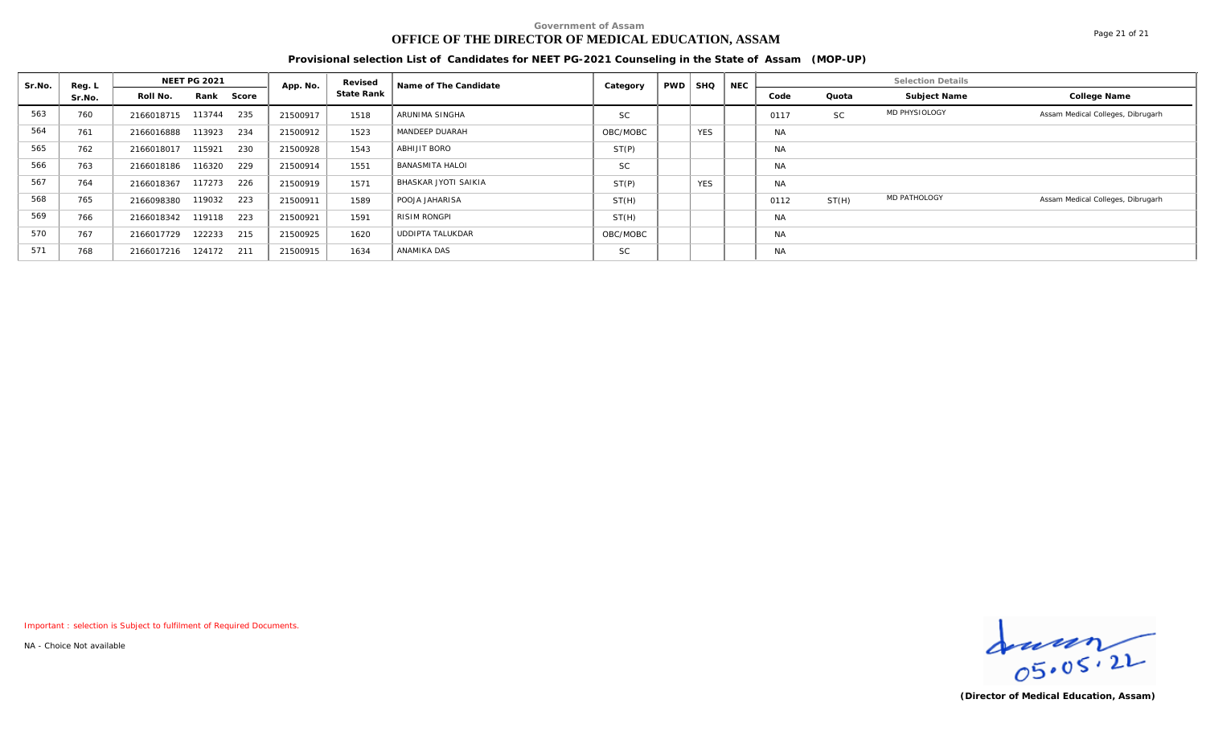Government of Assam

# OFFICE OF THE DIRECTOR OF MEDICAL EDUCATION, ASSAM

## Provisional selection List of Candidates for NEET PG-2021 Counseling in the State of Assam (MOP-UP)

| Sr.No. | Reg. L Sr.No. | NEET PG 2021 | | | App. No. | Revised State Rank | Name of The Candidate | Category | PWD | SHQ | NEC | Selection Details | | | |
|---|---|---|---|---|---|---|---|---|---|---|---|---|---|---|---|
| | | Roll No. | Rank | Score | | | | | | | | Code | Quota | Subject Name | College Name |
| 563 | 760 | 2166018715 | 113744 | 235 | 21500917 | 1518 | ARUNIMA SINGHA | SC | | | | 0117 | SC | MD PHYSIOLOGY | Assam Medical Colleges, Dibrugarh |
| 564 | 761 | 2166016888 | 113923 | 234 | 21500912 | 1523 | MANDEEP DUARAH | OBC/MOBC | | YES | | NA | | | |
| 565 | 762 | 2166018017 | 115921 | 230 | 21500928 | 1543 | ABHIJIT BORO | ST(P) | | | | NA | | | |
| 566 | 763 | 2166018186 | 116320 | 229 | 21500914 | 1551 | BANASMITA HALOI | SC | | | | NA | | | |
| 567 | 764 | 2166018367 | 117273 | 226 | 21500919 | 1571 | BHASKAR JYOTI SAIKIA | ST(P) | | YES | | NA | | | |
| 568 | 765 | 2166098380 | 119032 | 223 | 21500911 | 1589 | POOJA JAHARISA | ST(H) | | | | 0112 | ST(H) | MD PATHOLOGY | Assam Medical Colleges, Dibrugarh |
| 569 | 766 | 2166018342 | 119118 | 223 | 21500921 | 1591 | RISIM RONGPI | ST(H) | | | | NA | | | |
| 570 | 767 | 2166017729 | 122233 | 215 | 21500925 | 1620 | UDDIPTA TALUKDAR | OBC/MOBC | | | | NA | | | |
| 571 | 768 | 2166017216 | 124172 | 211 | 21500915 | 1634 | ANAMIKA DAS | SC | | | | NA | | | |

Important : selection is Subject to fulfilment of Required Documents.

NA - Choice Not available

05.05.22

**(Director of Medical Education, Assam)**